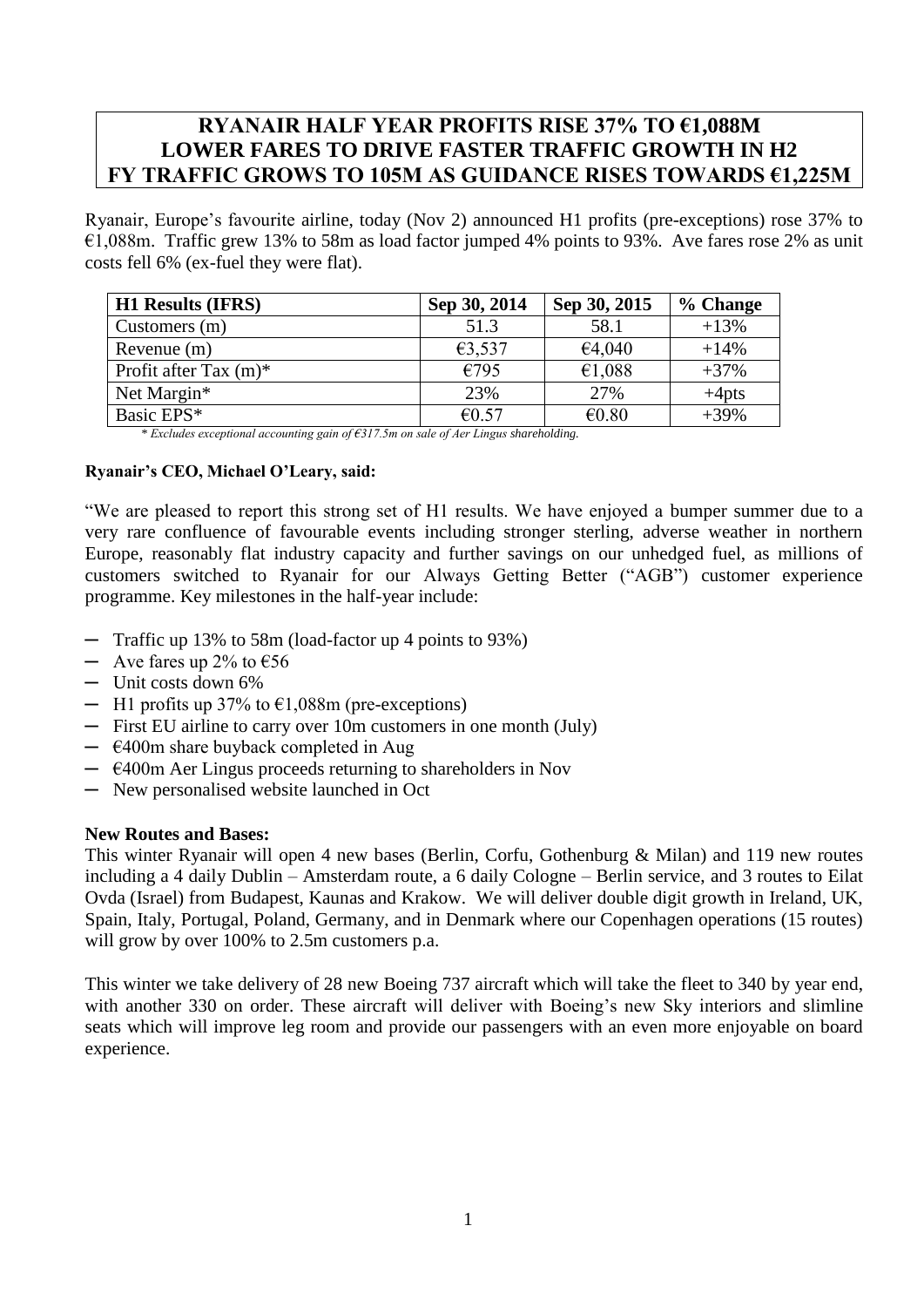# RYANAIR HALF YEAR PROFITS RISE 37% TO €1,088M
# LOWER FARES TO DRIVE FASTER TRAFFIC GROWTH IN H2
# FY TRAFFIC GROWS TO 105M AS GUIDANCE RISES TOWARDS €1,225M

Ryanair, Europe's favourite airline, today (Nov 2) announced H1 profits (pre-exceptions) rose 37% to €1,088m. Traffic grew 13% to 58m as load factor jumped 4% points to 93%. Ave fares rose 2% as unit costs fell 6% (ex-fuel they were flat).

| H1 Results (IFRS) | Sep 30, 2014 | Sep 30, 2015 | % Change |
|---|---|---|---|
| Customers (m) | 51.3 | 58.1 | +13% |
| Revenue (m) | €3,537 | €4,040 | +14% |
| Profit after Tax (m)* | €795 | €1,088 | +37% |
| Net Margin* | 23% | 27% | +4pts |
| Basic EPS* | €0.57 | €0.80 | +39% |

*\* Excludes exceptional accounting gain of €317.5m on sale of Aer Lingus shareholding.*

**Ryanair's CEO, Michael O'Leary, said:**

"We are pleased to report this strong set of H1 results. We have enjoyed a bumper summer due to a very rare confluence of favourable events including stronger sterling, adverse weather in northern Europe, reasonably flat industry capacity and further savings on our unhedged fuel, as millions of customers switched to Ryanair for our Always Getting Better ("AGB") customer experience programme. Key milestones in the half-year include:

- Traffic up 13% to 58m (load-factor up 4 points to 93%)
- Ave fares up 2% to €56
- Unit costs down 6%
- H1 profits up 37% to €1,088m (pre-exceptions)
- First EU airline to carry over 10m customers in one month (July)
- €400m share buyback completed in Aug
- €400m Aer Lingus proceeds returning to shareholders in Nov
- New personalised website launched in Oct

**New Routes and Bases:**

This winter Ryanair will open 4 new bases (Berlin, Corfu, Gothenburg & Milan) and 119 new routes including a 4 daily Dublin – Amsterdam route, a 6 daily Cologne – Berlin service, and 3 routes to Eilat Ovda (Israel) from Budapest, Kaunas and Krakow. We will deliver double digit growth in Ireland, UK, Spain, Italy, Portugal, Poland, Germany, and in Denmark where our Copenhagen operations (15 routes) will grow by over 100% to 2.5m customers p.a.

This winter we take delivery of 28 new Boeing 737 aircraft which will take the fleet to 340 by year end, with another 330 on order. These aircraft will deliver with Boeing's new Sky interiors and slimline seats which will improve leg room and provide our passengers with an even more enjoyable on board experience.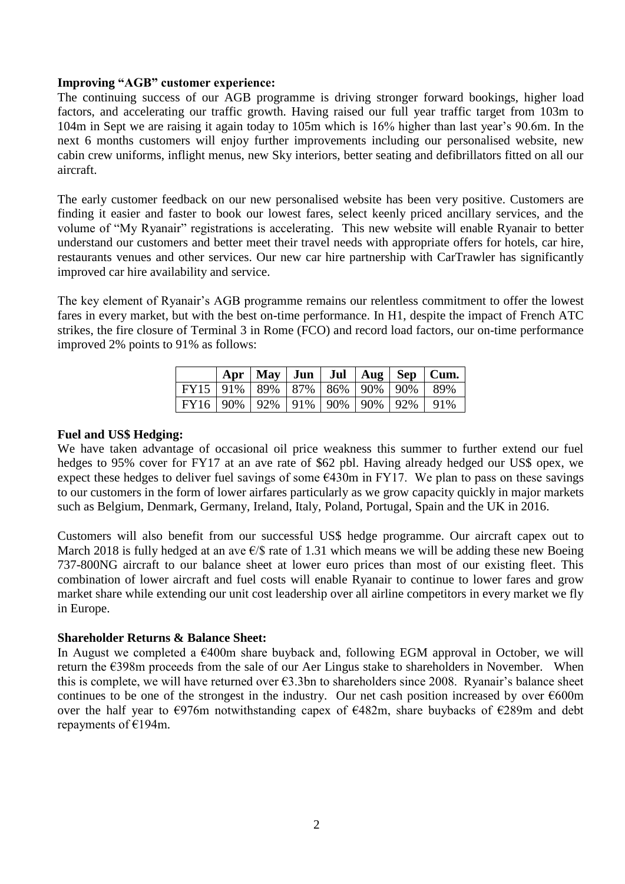**Improving "AGB" customer experience:**

The continuing success of our AGB programme is driving stronger forward bookings, higher load factors, and accelerating our traffic growth. Having raised our full year traffic target from 103m to 104m in Sept we are raising it again today to 105m which is 16% higher than last year's 90.6m. In the next 6 months customers will enjoy further improvements including our personalised website, new cabin crew uniforms, inflight menus, new Sky interiors, better seating and defibrillators fitted on all our aircraft.

The early customer feedback on our new personalised website has been very positive. Customers are finding it easier and faster to book our lowest fares, select keenly priced ancillary services, and the volume of "My Ryanair" registrations is accelerating. This new website will enable Ryanair to better understand our customers and better meet their travel needs with appropriate offers for hotels, car hire, restaurants venues and other services. Our new car hire partnership with CarTrawler has significantly improved car hire availability and service.

The key element of Ryanair's AGB programme remains our relentless commitment to offer the lowest fares in every market, but with the best on-time performance. In H1, despite the impact of French ATC strikes, the fire closure of Terminal 3 in Rome (FCO) and record load factors, our on-time performance improved 2% points to 91% as follows:

| | Apr | May | Jun | Jul | Aug | Sep | Cum. |
|---|---|---|---|---|---|---|---|
| FY15 | 91% | 89% | 87% | 86% | 90% | 90% | 89% |
| FY16 | 90% | 92% | 91% | 90% | 90% | 92% | 91% |

**Fuel and US$ Hedging:**

We have taken advantage of occasional oil price weakness this summer to further extend our fuel hedges to 95% cover for FY17 at an ave rate of $62 pbl. Having already hedged our US$ opex, we expect these hedges to deliver fuel savings of some €430m in FY17. We plan to pass on these savings to our customers in the form of lower airfares particularly as we grow capacity quickly in major markets such as Belgium, Denmark, Germany, Ireland, Italy, Poland, Portugal, Spain and the UK in 2016.

Customers will also benefit from our successful US$ hedge programme. Our aircraft capex out to March 2018 is fully hedged at an ave €/$ rate of 1.31 which means we will be adding these new Boeing 737-800NG aircraft to our balance sheet at lower euro prices than most of our existing fleet. This combination of lower aircraft and fuel costs will enable Ryanair to continue to lower fares and grow market share while extending our unit cost leadership over all airline competitors in every market we fly in Europe.

**Shareholder Returns & Balance Sheet:**

In August we completed a €400m share buyback and, following EGM approval in October, we will return the €398m proceeds from the sale of our Aer Lingus stake to shareholders in November. When this is complete, we will have returned over €3.3bn to shareholders since 2008. Ryanair's balance sheet continues to be one of the strongest in the industry. Our net cash position increased by over €600m over the half year to €976m notwithstanding capex of €482m, share buybacks of €289m and debt repayments of €194m.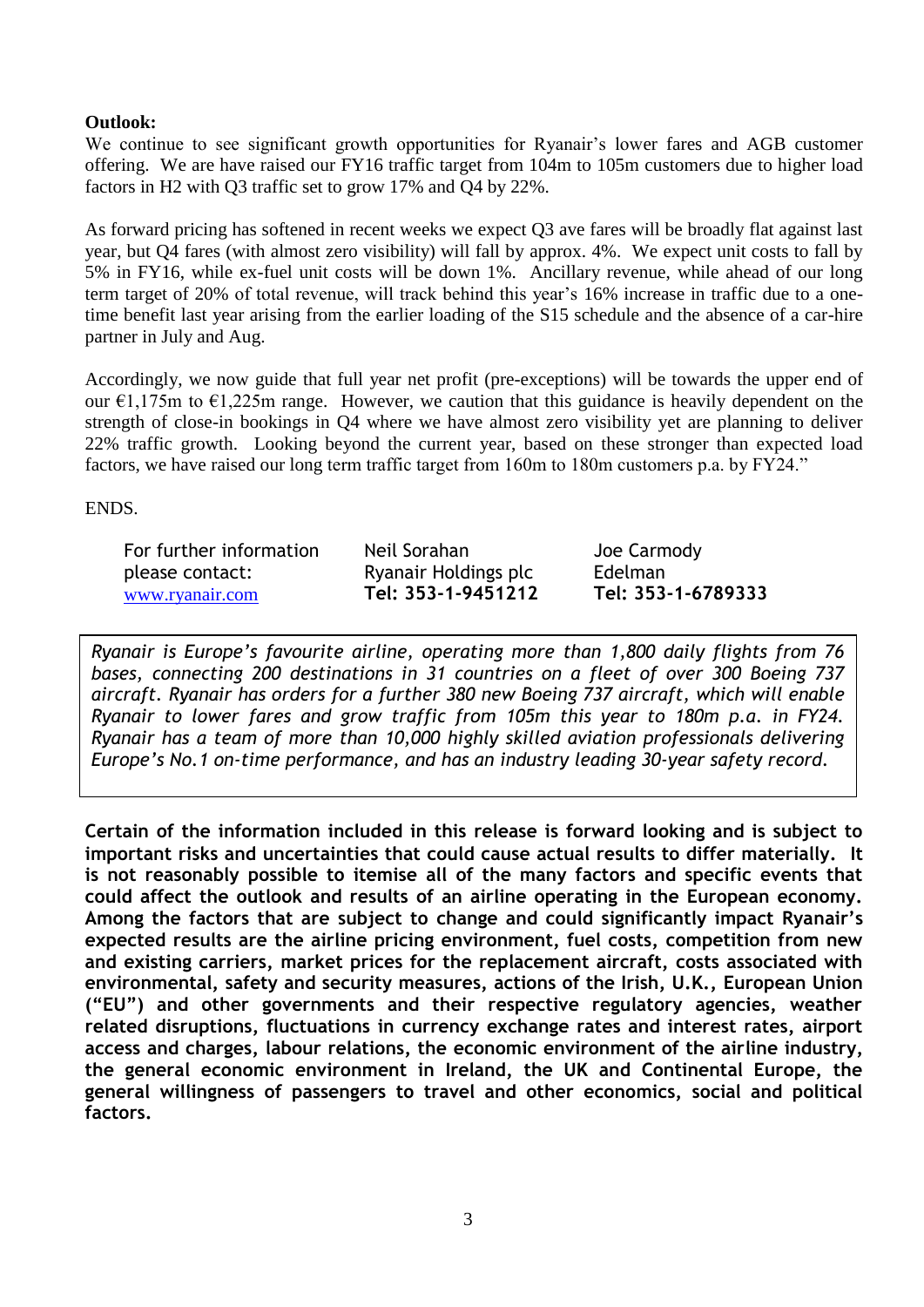**Outlook:**
We continue to see significant growth opportunities for Ryanair's lower fares and AGB customer offering. We are have raised our FY16 traffic target from 104m to 105m customers due to higher load factors in H2 with Q3 traffic set to grow 17% and Q4 by 22%.

As forward pricing has softened in recent weeks we expect Q3 ave fares will be broadly flat against last year, but Q4 fares (with almost zero visibility) will fall by approx. 4%. We expect unit costs to fall by 5% in FY16, while ex-fuel unit costs will be down 1%. Ancillary revenue, while ahead of our long term target of 20% of total revenue, will track behind this year's 16% increase in traffic due to a one-time benefit last year arising from the earlier loading of the S15 schedule and the absence of a car-hire partner in July and Aug.

Accordingly, we now guide that full year net profit (pre-exceptions) will be towards the upper end of our €1,175m to €1,225m range. However, we caution that this guidance is heavily dependent on the strength of close-in bookings in Q4 where we have almost zero visibility yet are planning to deliver 22% traffic growth. Looking beyond the current year, based on these stronger than expected load factors, we have raised our long term traffic target from 160m to 180m customers p.a. by FY24."

ENDS.

| For further information please contact: www.ryanair.com | Neil Sorahan Ryanair Holdings plc **Tel: 353-1-9451212** | Joe Carmody Edelman **Tel: 353-1-6789333** |
|---|---|---|

*Ryanair is Europe's favourite airline, operating more than 1,800 daily flights from 76 bases, connecting 200 destinations in 31 countries on a fleet of over 300 Boeing 737 aircraft. Ryanair has orders for a further 380 new Boeing 737 aircraft, which will enable Ryanair to lower fares and grow traffic from 105m this year to 180m p.a. in FY24. Ryanair has a team of more than 10,000 highly skilled aviation professionals delivering Europe's No.1 on-time performance, and has an industry leading 30-year safety record.*

**Certain of the information included in this release is forward looking and is subject to important risks and uncertainties that could cause actual results to differ materially. It is not reasonably possible to itemise all of the many factors and specific events that could affect the outlook and results of an airline operating in the European economy. Among the factors that are subject to change and could significantly impact Ryanair's expected results are the airline pricing environment, fuel costs, competition from new and existing carriers, market prices for the replacement aircraft, costs associated with environmental, safety and security measures, actions of the Irish, U.K., European Union ("EU") and other governments and their respective regulatory agencies, weather related disruptions, fluctuations in currency exchange rates and interest rates, airport access and charges, labour relations, the economic environment of the airline industry, the general economic environment in Ireland, the UK and Continental Europe, the general willingness of passengers to travel and other economics, social and political factors.**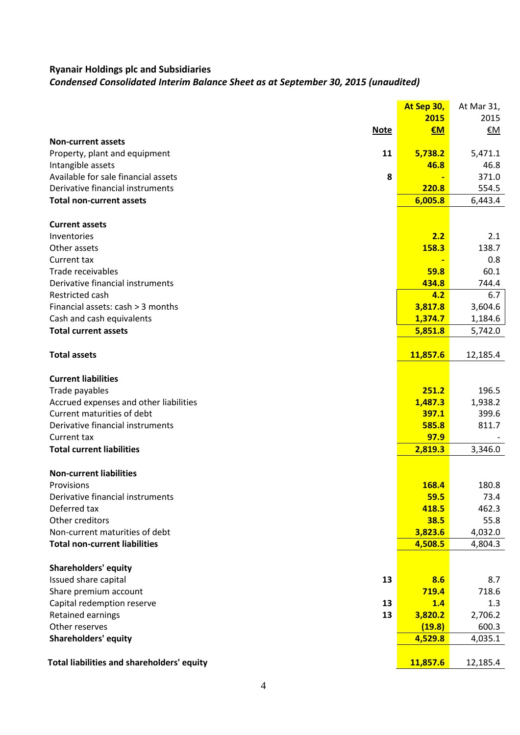**Ryanair Holdings plc and Subsidiaries**

***Condensed Consolidated Interim Balance Sheet as at September 30, 2015 (unaudited)***

| | Note | At Sep 30, 2015 €M | At Mar 31, 2015 €M |
|---|---|---|---|
| **Non-current assets** | | | |
| Property, plant and equipment | 11 | 5,738.2 | 5,471.1 |
| Intangible assets | | 46.8 | 46.8 |
| Available for sale financial assets | 8 | - | 371.0 |
| Derivative financial instruments | | 220.8 | 554.5 |
| **Total non-current assets** | | **6,005.8** | 6,443.4 |
| | | | |
| **Current assets** | | | |
| Inventories | | 2.2 | 2.1 |
| Other assets | | 158.3 | 138.7 |
| Current tax | | - | 0.8 |
| Trade receivables | | 59.8 | 60.1 |
| Derivative financial instruments | | 434.8 | 744.4 |
| Restricted cash | | 4.2 | 6.7 |
| Financial assets: cash > 3 months | | 3,817.8 | 3,604.6 |
| Cash and cash equivalents | | 1,374.7 | 1,184.6 |
| **Total current assets** | | **5,851.8** | 5,742.0 |
| | | | |
| **Total assets** | | **11,857.6** | 12,185.4 |
| | | | |
| **Current liabilities** | | | |
| Trade payables | | 251.2 | 196.5 |
| Accrued expenses and other liabilities | | 1,487.3 | 1,938.2 |
| Current maturities of debt | | 397.1 | 399.6 |
| Derivative financial instruments | | 585.8 | 811.7 |
| Current tax | | 97.9 | - |
| **Total current liabilities** | | **2,819.3** | 3,346.0 |
| | | | |
| **Non-current liabilities** | | | |
| Provisions | | 168.4 | 180.8 |
| Derivative financial instruments | | 59.5 | 73.4 |
| Deferred tax | | 418.5 | 462.3 |
| Other creditors | | 38.5 | 55.8 |
| Non-current maturities of debt | | 3,823.6 | 4,032.0 |
| **Total non-current liabilities** | | **4,508.5** | 4,804.3 |
| | | | |
| **Shareholders' equity** | | | |
| Issued share capital | 13 | 8.6 | 8.7 |
| Share premium account | | 719.4 | 718.6 |
| Capital redemption reserve | 13 | 1.4 | 1.3 |
| Retained earnings | 13 | 3,820.2 | 2,706.2 |
| Other reserves | | (19.8) | 600.3 |
| **Shareholders' equity** | | **4,529.8** | 4,035.1 |
| | | | |
| **Total liabilities and shareholders' equity** | | **11,857.6** | 12,185.4 |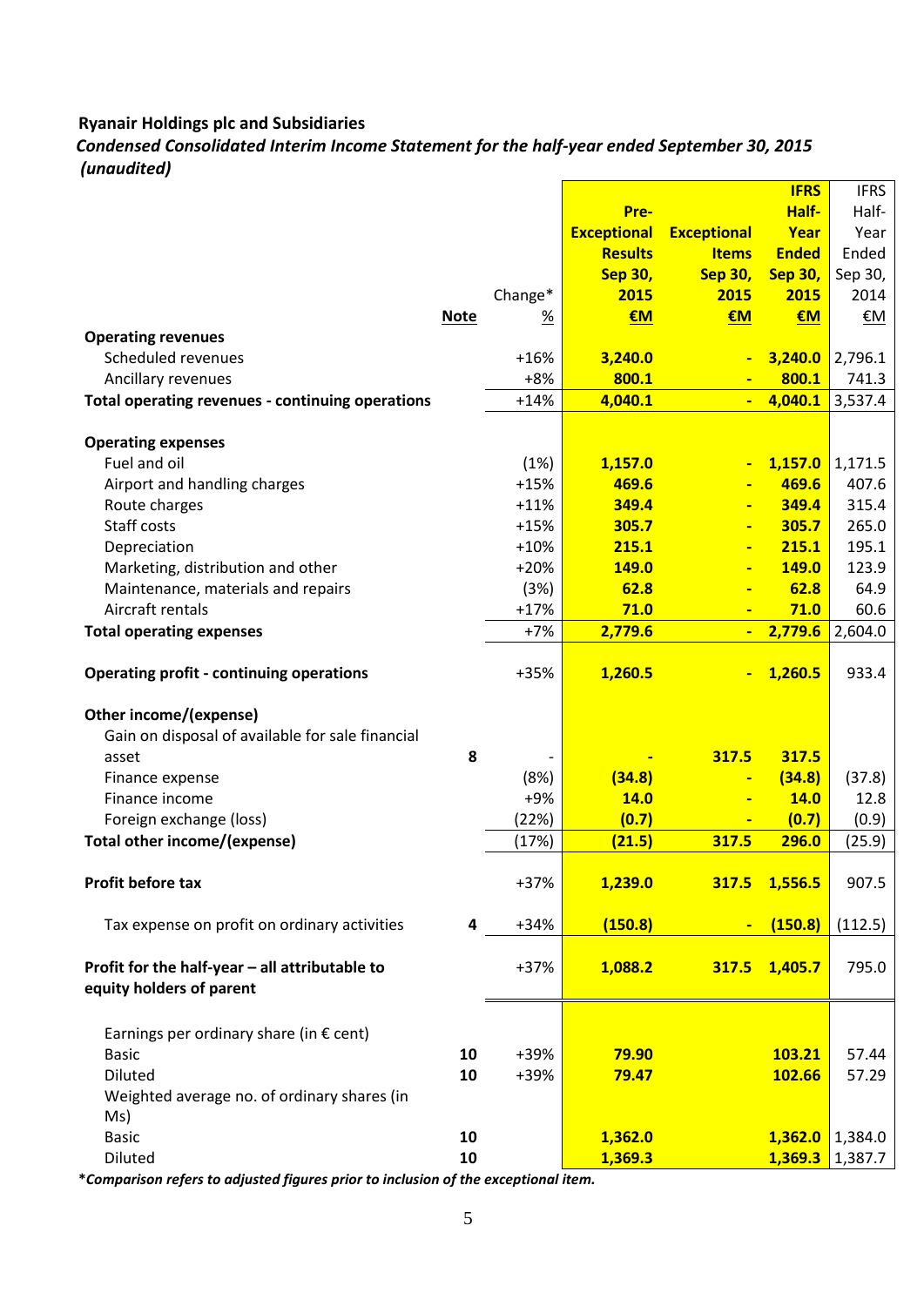**Ryanair Holdings plc and Subsidiaries**

***Condensed Consolidated Interim Income Statement for the half-year ended September 30, 2015 (unaudited)***

| | Note | Change* % | Pre-Exceptional Results Sep 30, 2015 €M | Exceptional Items Sep 30, 2015 €M | IFRS Half-Year Ended Sep 30, 2015 €M | IFRS Half-Year Ended Sep 30, 2014 €M |
|---|---|---|---|---|---|---|
| **Operating revenues** | | | | | | |
| Scheduled revenues | | +16% | 3,240.0 | - | 3,240.0 | 2,796.1 |
| Ancillary revenues | | +8% | 800.1 | - | 800.1 | 741.3 |
| **Total operating revenues - continuing operations** | | +14% | 4,040.1 | - | 4,040.1 | 3,537.4 |
| **Operating expenses** | | | | | | |
| Fuel and oil | | (1%) | 1,157.0 | - | 1,157.0 | 1,171.5 |
| Airport and handling charges | | +15% | 469.6 | - | 469.6 | 407.6 |
| Route charges | | +11% | 349.4 | - | 349.4 | 315.4 |
| Staff costs | | +15% | 305.7 | - | 305.7 | 265.0 |
| Depreciation | | +10% | 215.1 | - | 215.1 | 195.1 |
| Marketing, distribution and other | | +20% | 149.0 | - | 149.0 | 123.9 |
| Maintenance, materials and repairs | | (3%) | 62.8 | - | 62.8 | 64.9 |
| Aircraft rentals | | +17% | 71.0 | - | 71.0 | 60.6 |
| **Total operating expenses** | | +7% | 2,779.6 | - | 2,779.6 | 2,604.0 |
| **Operating profit - continuing operations** | | +35% | 1,260.5 | - | 1,260.5 | 933.4 |
| **Other income/(expense)** | | | | | | |
| Gain on disposal of available for sale financial asset | 8 | - | - | 317.5 | 317.5 | |
| Finance expense | | (8%) | (34.8) | - | (34.8) | (37.8) |
| Finance income | | +9% | 14.0 | - | 14.0 | 12.8 |
| Foreign exchange (loss) | | (22%) | (0.7) | - | (0.7) | (0.9) |
| **Total other income/(expense)** | | (17%) | (21.5) | 317.5 | 296.0 | (25.9) |
| **Profit before tax** | | +37% | 1,239.0 | 317.5 | 1,556.5 | 907.5 |
| Tax expense on profit on ordinary activities | 4 | +34% | (150.8) | - | (150.8) | (112.5) |
| **Profit for the half-year – all attributable to equity holders of parent** | | +37% | 1,088.2 | 317.5 | 1,405.7 | 795.0 |
| Earnings per ordinary share (in € cent) | | | | | | |
| Basic | 10 | +39% | 79.90 | | 103.21 | 57.44 |
| Diluted | 10 | +39% | 79.47 | | 102.66 | 57.29 |
| Weighted average no. of ordinary shares (in Ms) | | | | | | |
| Basic | 10 | | 1,362.0 | | 1,362.0 | 1,384.0 |
| Diluted | 10 | | 1,369.3 | | 1,369.3 | 1,387.7 |

****Comparison refers to adjusted figures prior to inclusion of the exceptional item.***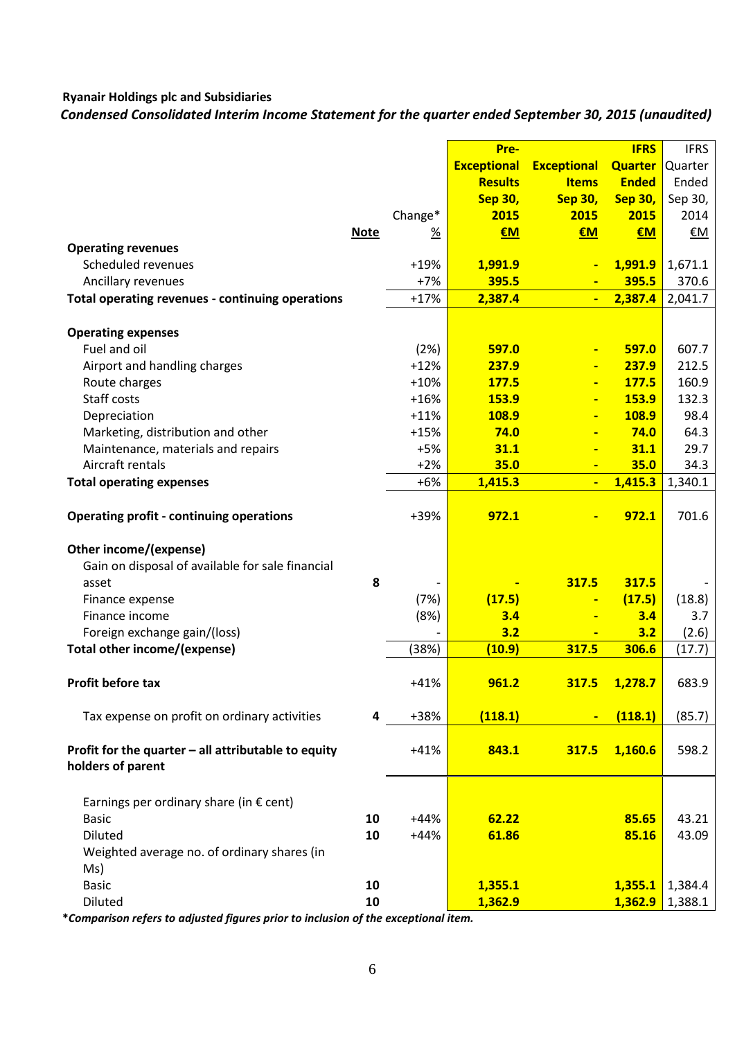**Ryanair Holdings plc and Subsidiaries**

***Condensed Consolidated Interim Income Statement for the quarter ended September 30, 2015 (unaudited)***

| | Note | Change* % | Pre-Exceptional Results Sep 30, 2015 €M | Exceptional Items Sep 30, 2015 €M | IFRS Quarter Ended Sep 30, 2015 €M | IFRS Quarter Ended Sep 30, 2014 €M |
|---|---|---|---|---|---|---|
| **Operating revenues** | | | | | | |
| Scheduled revenues | | +19% | 1,991.9 | - | 1,991.9 | 1,671.1 |
| Ancillary revenues | | +7% | 395.5 | - | 395.5 | 370.6 |
| **Total operating revenues - continuing operations** | | +17% | 2,387.4 | - | 2,387.4 | 2,041.7 |
| | | | | | | |
| **Operating expenses** | | | | | | |
| Fuel and oil | | (2%) | 597.0 | - | 597.0 | 607.7 |
| Airport and handling charges | | +12% | 237.9 | - | 237.9 | 212.5 |
| Route charges | | +10% | 177.5 | - | 177.5 | 160.9 |
| Staff costs | | +16% | 153.9 | - | 153.9 | 132.3 |
| Depreciation | | +11% | 108.9 | - | 108.9 | 98.4 |
| Marketing, distribution and other | | +15% | 74.0 | - | 74.0 | 64.3 |
| Maintenance, materials and repairs | | +5% | 31.1 | - | 31.1 | 29.7 |
| Aircraft rentals | | +2% | 35.0 | - | 35.0 | 34.3 |
| **Total operating expenses** | | +6% | 1,415.3 | - | 1,415.3 | 1,340.1 |
| | | | | | | |
| **Operating profit - continuing operations** | | +39% | 972.1 | - | 972.1 | 701.6 |
| | | | | | | |
| **Other income/(expense)** | | | | | | |
| Gain on disposal of available for sale financial asset | 8 | - | - | 317.5 | 317.5 | - |
| Finance expense | | (7%) | (17.5) | - | (17.5) | (18.8) |
| Finance income | | (8%) | 3.4 | - | 3.4 | 3.7 |
| Foreign exchange gain/(loss) | | - | 3.2 | - | 3.2 | (2.6) |
| **Total other income/(expense)** | | (38%) | (10.9) | 317.5 | 306.6 | (17.7) |
| | | | | | | |
| **Profit before tax** | | +41% | 961.2 | 317.5 | 1,278.7 | 683.9 |
| | | | | | | |
| Tax expense on profit on ordinary activities | 4 | +38% | (118.1) | - | (118.1) | (85.7) |
| | | | | | | |
| **Profit for the quarter – all attributable to equity holders of parent** | | +41% | 843.1 | 317.5 | 1,160.6 | 598.2 |
| | | | | | | |
| Earnings per ordinary share (in € cent) | | | | | | |
| Basic | 10 | +44% | 62.22 | | 85.65 | 43.21 |
| Diluted | 10 | +44% | 61.86 | | 85.16 | 43.09 |
| Weighted average no. of ordinary shares (in Ms) | | | | | | |
| Basic | 10 | | 1,355.1 | | 1,355.1 | 1,384.4 |
| Diluted | 10 | | 1,362.9 | | 1,362.9 | 1,388.1 |

***Comparison refers to adjusted figures prior to inclusion of the exceptional item.**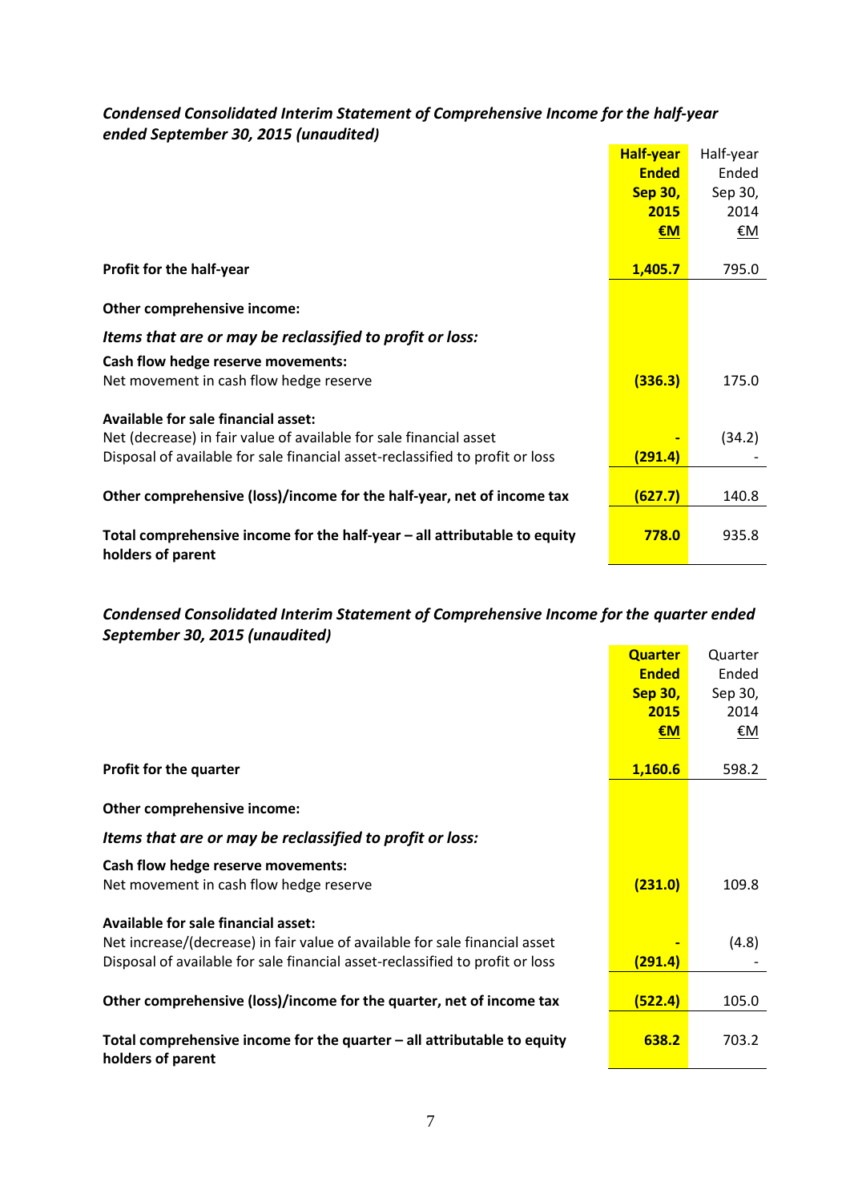*Condensed Consolidated Interim Statement of Comprehensive Income for the half-year ended September 30, 2015 (unaudited)*

| | **Half-year Ended Sep 30, 2015 €M** | Half-year Ended Sep 30, 2014 €M |
|---|---|---|
| **Profit for the half-year** | **1,405.7** | 795.0 |
| **Other comprehensive income:** | | |
| ***Items that are or may be reclassified to profit or loss:*** | | |
| **Cash flow hedge reserve movements:** | | |
| Net movement in cash flow hedge reserve | **(336.3)** | 175.0 |
| **Available for sale financial asset:** | | |
| Net (decrease) in fair value of available for sale financial asset | **-** | (34.2) |
| Disposal of available for sale financial asset-reclassified to profit or loss | **(291.4)** | - |
| **Other comprehensive (loss)/income for the half-year, net of income tax** | **(627.7)** | 140.8 |
| **Total comprehensive income for the half-year – all attributable to equity holders of parent** | **778.0** | 935.8 |

*Condensed Consolidated Interim Statement of Comprehensive Income for the quarter ended September 30, 2015 (unaudited)*

| | **Quarter Ended Sep 30, 2015 €M** | Quarter Ended Sep 30, 2014 €M |
|---|---|---|
| **Profit for the quarter** | **1,160.6** | 598.2 |
| **Other comprehensive income:** | | |
| ***Items that are or may be reclassified to profit or loss:*** | | |
| **Cash flow hedge reserve movements:** | | |
| Net movement in cash flow hedge reserve | **(231.0)** | 109.8 |
| **Available for sale financial asset:** | | |
| Net increase/(decrease) in fair value of available for sale financial asset | **-** | (4.8) |
| Disposal of available for sale financial asset-reclassified to profit or loss | **(291.4)** | - |
| **Other comprehensive (loss)/income for the quarter, net of income tax** | **(522.4)** | 105.0 |
| **Total comprehensive income for the quarter – all attributable to equity holders of parent** | **638.2** | 703.2 |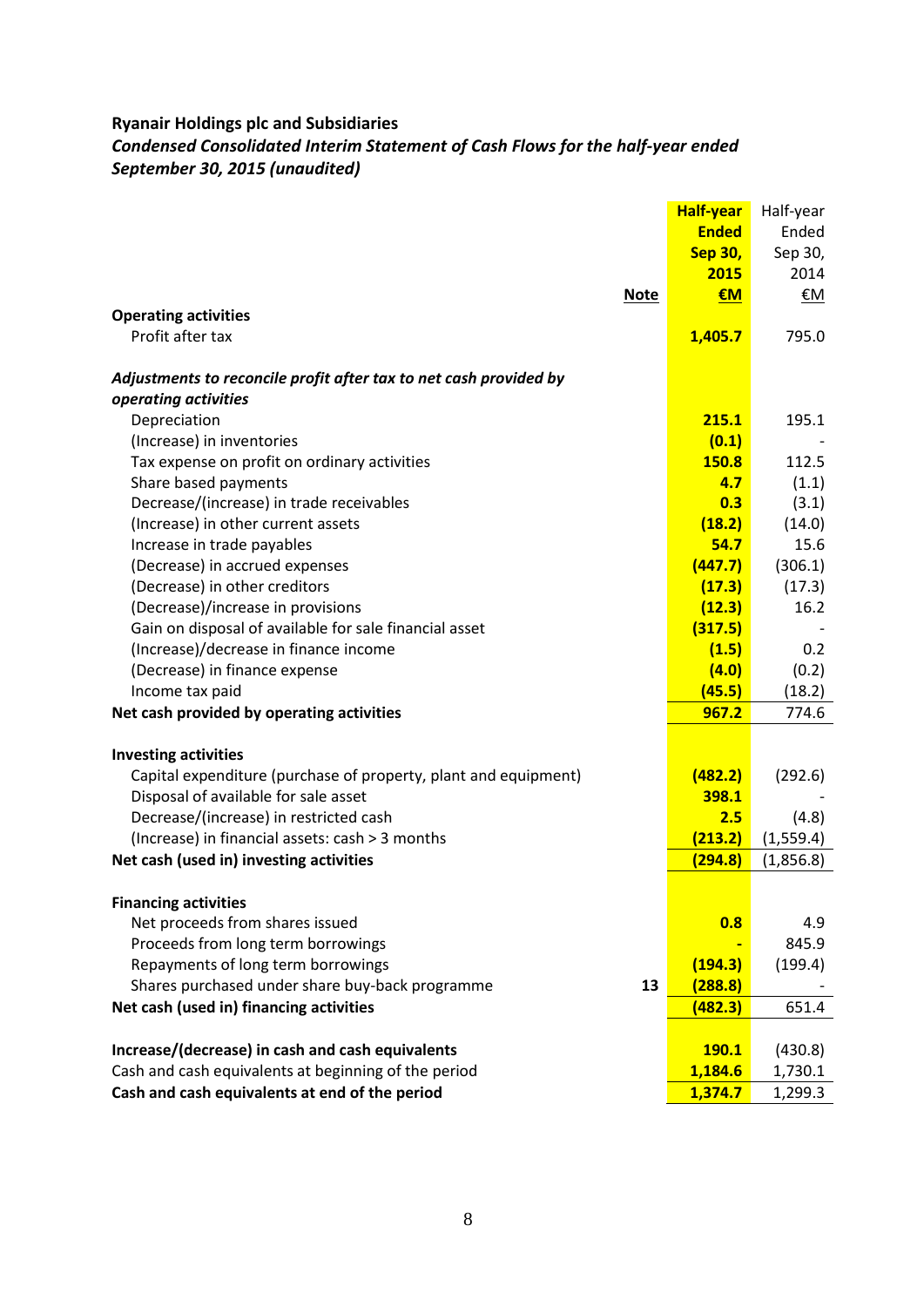**Ryanair Holdings plc and Subsidiaries**

***Condensed Consolidated Interim Statement of Cash Flows for the half-year ended September 30, 2015 (unaudited)***

| | Note | **Half-year Ended Sep 30, 2015 €M** | Half-year Ended Sep 30, 2014 €M |
|---|---|---|---|
| **Operating activities** | | | |
| Profit after tax | | **1,405.7** | 795.0 |
| | | | |
| ***Adjustments to reconcile profit after tax to net cash provided by operating activities*** | | | |
| Depreciation | | **215.1** | 195.1 |
| (Increase) in inventories | | **(0.1)** | - |
| Tax expense on profit on ordinary activities | | **150.8** | 112.5 |
| Share based payments | | **4.7** | (1.1) |
| Decrease/(increase) in trade receivables | | **0.3** | (3.1) |
| (Increase) in other current assets | | **(18.2)** | (14.0) |
| Increase in trade payables | | **54.7** | 15.6 |
| (Decrease) in accrued expenses | | **(447.7)** | (306.1) |
| (Decrease) in other creditors | | **(17.3)** | (17.3) |
| (Decrease)/increase in provisions | | **(12.3)** | 16.2 |
| Gain on disposal of available for sale financial asset | | **(317.5)** | - |
| (Increase)/decrease in finance income | | **(1.5)** | 0.2 |
| (Decrease) in finance expense | | **(4.0)** | (0.2) |
| Income tax paid | | **(45.5)** | (18.2) |
| **Net cash provided by operating activities** | | **967.2** | 774.6 |
| | | | |
| **Investing activities** | | | |
| Capital expenditure (purchase of property, plant and equipment) | | **(482.2)** | (292.6) |
| Disposal of available for sale asset | | **398.1** | - |
| Decrease/(increase) in restricted cash | | **2.5** | (4.8) |
| (Increase) in financial assets: cash > 3 months | | **(213.2)** | (1,559.4) |
| **Net cash (used in) investing activities** | | **(294.8)** | (1,856.8) |
| | | | |
| **Financing activities** | | | |
| Net proceeds from shares issued | | **0.8** | 4.9 |
| Proceeds from long term borrowings | | **-** | 845.9 |
| Repayments of long term borrowings | | **(194.3)** | (199.4) |
| Shares purchased under share buy-back programme | 13 | **(288.8)** | - |
| **Net cash (used in) financing activities** | | **(482.3)** | 651.4 |
| | | | |
| **Increase/(decrease) in cash and cash equivalents** | | **190.1** | (430.8) |
| Cash and cash equivalents at beginning of the period | | **1,184.6** | 1,730.1 |
| **Cash and cash equivalents at end of the period** | | **1,374.7** | 1,299.3 |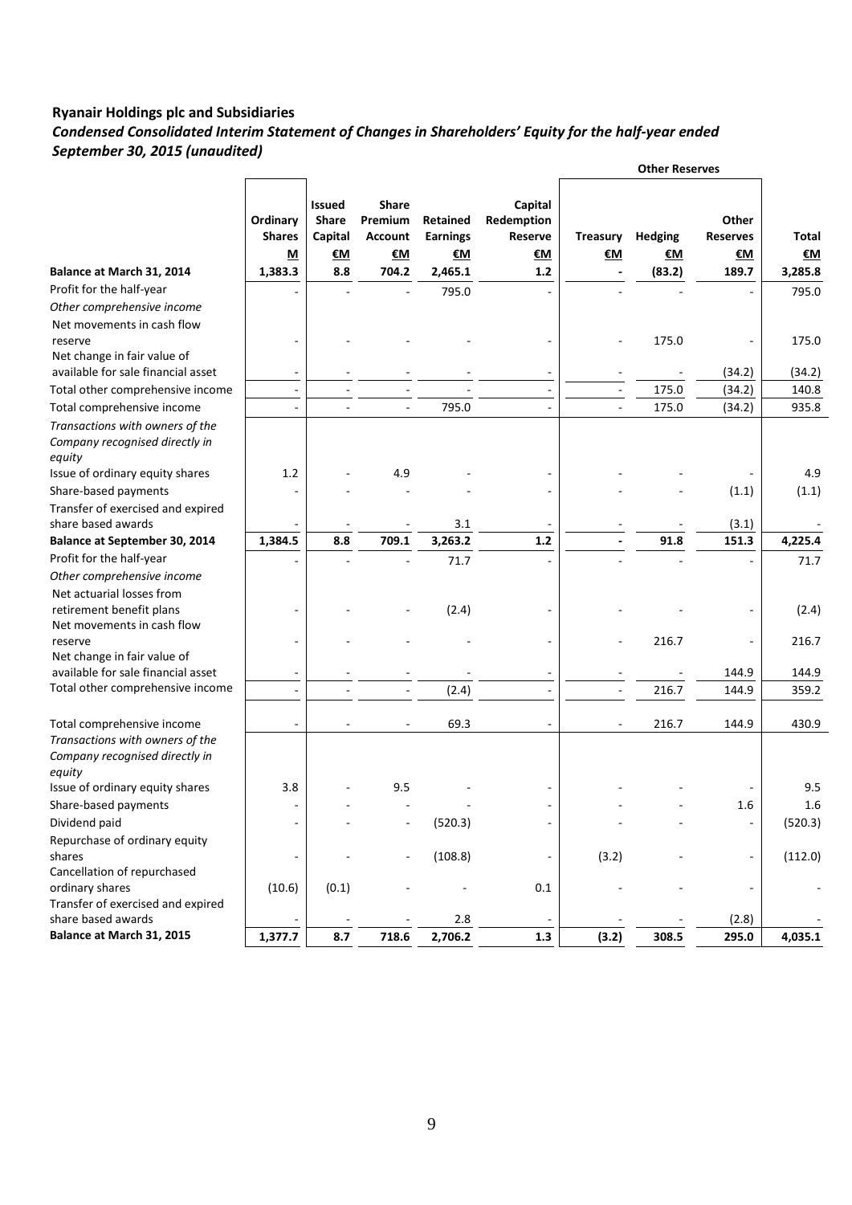**Ryanair Holdings plc and Subsidiaries**

***Condensed Consolidated Interim Statement of Changes in Shareholders' Equity for the half-year ended September 30, 2015 (unaudited)***

| | Ordinary Shares | Issued Share Capital | Share Premium Account | Retained Earnings | Capital Redemption Reserve | Other Reserves | | | Total |
|---|---|---|---|---|---|---|---|---|---|
| | | | | | | Treasury | Hedging | Other Reserves | |
| | M | €M | €M | €M | €M | €M | €M | €M | €M |
| **Balance at March 31, 2014** | **1,383.3** | **8.8** | **704.2** | **2,465.1** | **1.2** | **-** | **(83.2)** | **189.7** | **3,285.8** |
| Profit for the half-year | - | - | - | 795.0 | - | - | - | - | 795.0 |
| *Other comprehensive income* | | | | | | | | | |
| Net movements in cash flow reserve | - | - | - | - | - | - | 175.0 | - | 175.0 |
| Net change in fair value of available for sale financial asset | - | - | - | - | - | - | - | (34.2) | (34.2) |
| Total other comprehensive income | - | - | - | - | - | - | 175.0 | (34.2) | 140.8 |
| Total comprehensive income | - | - | - | 795.0 | - | - | 175.0 | (34.2) | 935.8 |
| *Transactions with owners of the Company recognised directly in equity* | | | | | | | | | |
| Issue of ordinary equity shares | 1.2 | - | 4.9 | - | - | - | - | - | 4.9 |
| Share-based payments | - | - | - | - | - | - | - | (1.1) | (1.1) |
| Transfer of exercised and expired share based awards | - | - | - | 3.1 | - | - | - | (3.1) | - |
| **Balance at September 30, 2014** | **1,384.5** | **8.8** | **709.1** | **3,263.2** | **1.2** | **-** | **91.8** | **151.3** | **4,225.4** |
| Profit for the half-year | - | - | - | 71.7 | - | - | - | - | 71.7 |
| *Other comprehensive income* | | | | | | | | | |
| Net actuarial losses from retirement benefit plans | - | - | - | (2.4) | - | - | - | - | (2.4) |
| Net movements in cash flow reserve | - | - | - | - | - | - | 216.7 | - | 216.7 |
| Net change in fair value of available for sale financial asset | - | - | - | - | - | - | - | 144.9 | 144.9 |
| Total other comprehensive income | - | - | - | (2.4) | - | - | 216.7 | 144.9 | 359.2 |
| Total comprehensive income | - | - | - | 69.3 | - | - | 216.7 | 144.9 | 430.9 |
| *Transactions with owners of the Company recognised directly in equity* | | | | | | | | | |
| Issue of ordinary equity shares | 3.8 | - | 9.5 | - | - | - | - | - | 9.5 |
| Share-based payments | - | - | - | - | - | - | - | 1.6 | 1.6 |
| Dividend paid | - | - | - | (520.3) | - | - | - | - | (520.3) |
| Repurchase of ordinary equity shares | - | - | - | (108.8) | - | (3.2) | - | - | (112.0) |
| Cancellation of repurchased ordinary shares | (10.6) | (0.1) | - | - | 0.1 | - | - | - | - |
| Transfer of exercised and expired share based awards | - | - | - | 2.8 | - | - | - | (2.8) | - |
| **Balance at March 31, 2015** | **1,377.7** | **8.7** | **718.6** | **2,706.2** | **1.3** | **(3.2)** | **308.5** | **295.0** | **4,035.1** |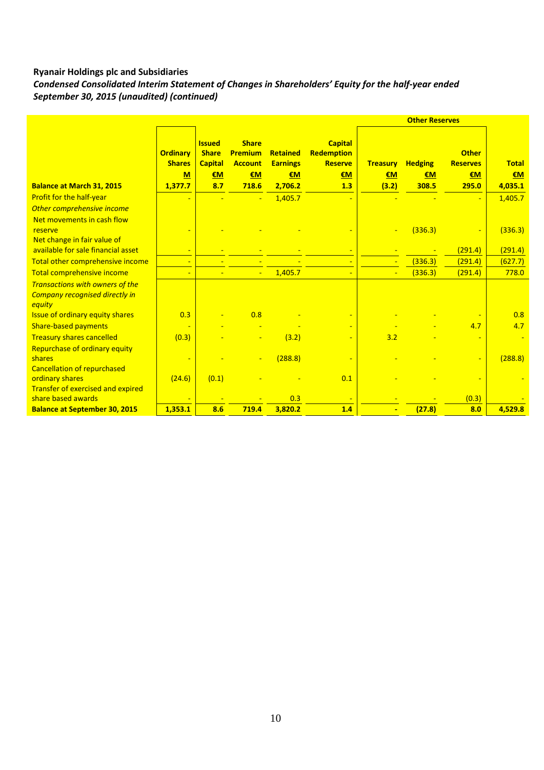**Ryanair Holdings plc and Subsidiaries**

***Condensed Consolidated Interim Statement of Changes in Shareholders' Equity for the half-year ended September 30, 2015 (unaudited) (continued)***

| | Ordinary Shares | Issued Share Capital | Share Premium Account | Retained Earnings | Capital Redemption Reserve | Other Reserves | | | Total |
|---|---|---|---|---|---|---|---|---|---|
| | | | | | | Treasury | Hedging | Other Reserves | |
| | M | €M | €M | €M | €M | €M | €M | €M | €M |
| **Balance at March 31, 2015** | **1,377.7** | **8.7** | **718.6** | **2,706.2** | **1.3** | **(3.2)** | **308.5** | **295.0** | **4,035.1** |
| Profit for the half-year | - | - | - | 1,405.7 | - | - | - | - | 1,405.7 |
| *Other comprehensive income* | | | | | | | | | |
| Net movements in cash flow reserve | - | - | - | - | - | - | (336.3) | - | (336.3) |
| Net change in fair value of available for sale financial asset | - | - | - | - | - | - | - | (291.4) | (291.4) |
| Total other comprehensive income | - | - | - | - | - | - | (336.3) | (291.4) | (627.7) |
| Total comprehensive income | - | - | - | 1,405.7 | - | - | (336.3) | (291.4) | 778.0 |
| *Transactions with owners of the Company recognised directly in equity* | | | | | | | | | |
| Issue of ordinary equity shares | 0.3 | - | 0.8 | - | - | - | - | - | 0.8 |
| Share-based payments | - | - | - | - | - | - | - | 4.7 | 4.7 |
| Treasury shares cancelled | (0.3) | - | - | (3.2) | - | 3.2 | - | - | - |
| Repurchase of ordinary equity shares | - | - | - | (288.8) | - | - | - | - | (288.8) |
| Cancellation of repurchased ordinary shares | (24.6) | (0.1) | - | - | 0.1 | - | - | - | - |
| Transfer of exercised and expired share based awards | - | - | - | 0.3 | - | - | - | (0.3) | - |
| **Balance at September 30, 2015** | **1,353.1** | **8.6** | **719.4** | **3,820.2** | **1.4** | **-** | **(27.8)** | **8.0** | **4,529.8** |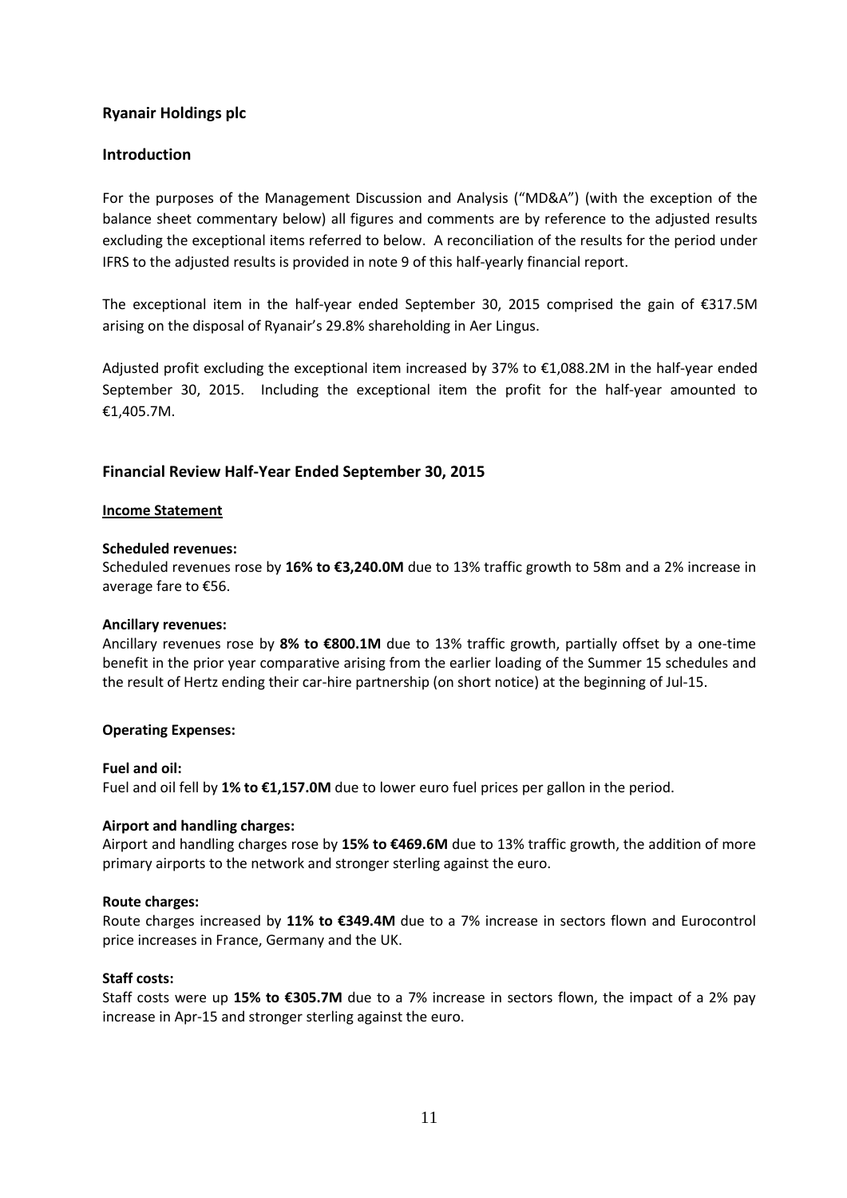## Ryanair Holdings plc

## Introduction

For the purposes of the Management Discussion and Analysis ("MD&A") (with the exception of the balance sheet commentary below) all figures and comments are by reference to the adjusted results excluding the exceptional items referred to below. A reconciliation of the results for the period under IFRS to the adjusted results is provided in note 9 of this half-yearly financial report.

The exceptional item in the half-year ended September 30, 2015 comprised the gain of €317.5M arising on the disposal of Ryanair's 29.8% shareholding in Aer Lingus.

Adjusted profit excluding the exceptional item increased by 37% to €1,088.2M in the half-year ended September 30, 2015. Including the exceptional item the profit for the half-year amounted to €1,405.7M.

## Financial Review Half-Year Ended September 30, 2015

### Income Statement

**Scheduled revenues:**
Scheduled revenues rose by **16% to €3,240.0M** due to 13% traffic growth to 58m and a 2% increase in average fare to €56.

**Ancillary revenues:**
Ancillary revenues rose by **8% to €800.1M** due to 13% traffic growth, partially offset by a one-time benefit in the prior year comparative arising from the earlier loading of the Summer 15 schedules and the result of Hertz ending their car-hire partnership (on short notice) at the beginning of Jul-15.

**Operating Expenses:**

**Fuel and oil:**
Fuel and oil fell by **1% to €1,157.0M** due to lower euro fuel prices per gallon in the period.

**Airport and handling charges:**
Airport and handling charges rose by **15% to €469.6M** due to 13% traffic growth, the addition of more primary airports to the network and stronger sterling against the euro.

**Route charges:**
Route charges increased by **11% to €349.4M** due to a 7% increase in sectors flown and Eurocontrol price increases in France, Germany and the UK.

**Staff costs:**
Staff costs were up **15% to €305.7M** due to a 7% increase in sectors flown, the impact of a 2% pay increase in Apr-15 and stronger sterling against the euro.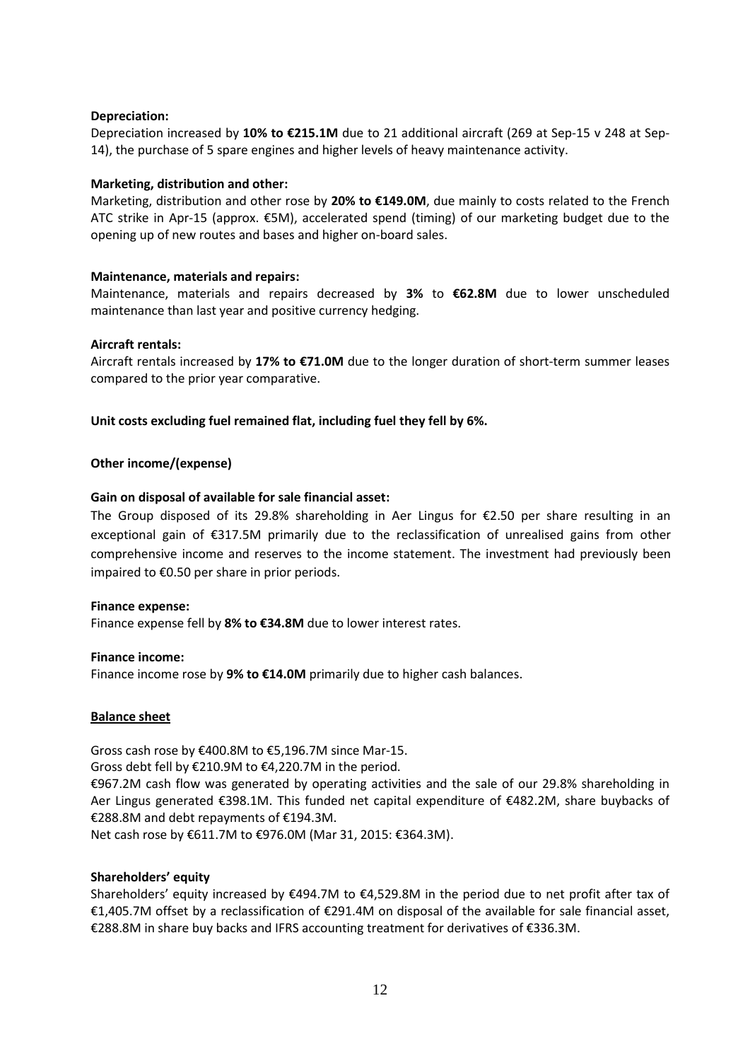**Depreciation:**

Depreciation increased by **10% to €215.1M** due to 21 additional aircraft (269 at Sep-15 v 248 at Sep-14), the purchase of 5 spare engines and higher levels of heavy maintenance activity.

**Marketing, distribution and other:**

Marketing, distribution and other rose by **20% to €149.0M**, due mainly to costs related to the French ATC strike in Apr-15 (approx. €5M), accelerated spend (timing) of our marketing budget due to the opening up of new routes and bases and higher on-board sales.

**Maintenance, materials and repairs:**

Maintenance, materials and repairs decreased by **3%** to **€62.8M** due to lower unscheduled maintenance than last year and positive currency hedging.

**Aircraft rentals:**

Aircraft rentals increased by **17% to €71.0M** due to the longer duration of short-term summer leases compared to the prior year comparative.

**Unit costs excluding fuel remained flat, including fuel they fell by 6%.**

**Other income/(expense)**

**Gain on disposal of available for sale financial asset:**

The Group disposed of its 29.8% shareholding in Aer Lingus for €2.50 per share resulting in an exceptional gain of €317.5M primarily due to the reclassification of unrealised gains from other comprehensive income and reserves to the income statement. The investment had previously been impaired to €0.50 per share in prior periods.

**Finance expense:**

Finance expense fell by **8% to €34.8M** due to lower interest rates.

**Finance income:**

Finance income rose by **9% to €14.0M** primarily due to higher cash balances.

**Balance sheet**

Gross cash rose by €400.8M to €5,196.7M since Mar-15.

Gross debt fell by €210.9M to €4,220.7M in the period.

€967.2M cash flow was generated by operating activities and the sale of our 29.8% shareholding in Aer Lingus generated €398.1M. This funded net capital expenditure of €482.2M, share buybacks of €288.8M and debt repayments of €194.3M.

Net cash rose by €611.7M to €976.0M (Mar 31, 2015: €364.3M).

**Shareholders' equity**

Shareholders' equity increased by €494.7M to €4,529.8M in the period due to net profit after tax of €1,405.7M offset by a reclassification of €291.4M on disposal of the available for sale financial asset, €288.8M in share buy backs and IFRS accounting treatment for derivatives of €336.3M.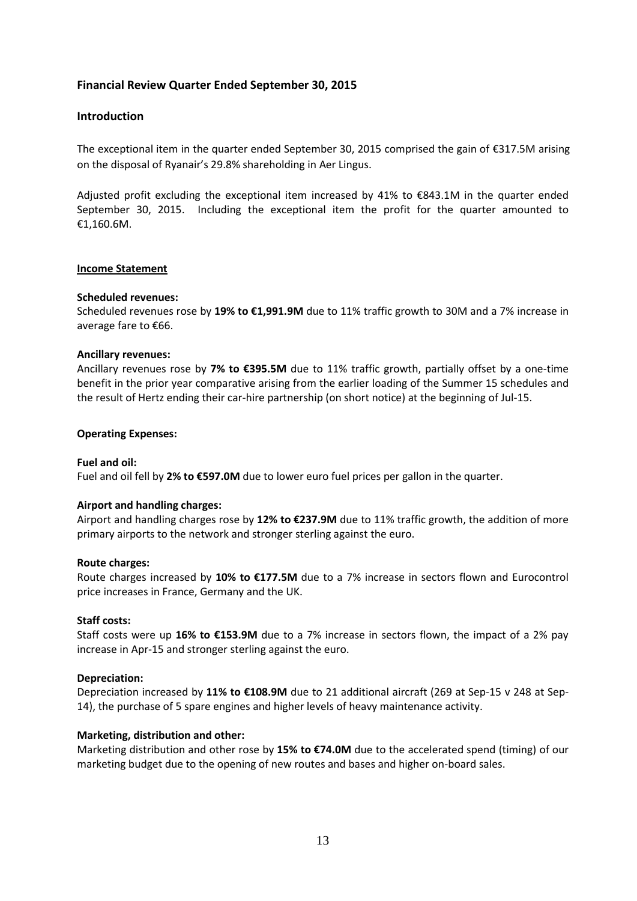## Financial Review Quarter Ended September 30, 2015

### Introduction

The exceptional item in the quarter ended September 30, 2015 comprised the gain of €317.5M arising on the disposal of Ryanair's 29.8% shareholding in Aer Lingus.

Adjusted profit excluding the exceptional item increased by 41% to €843.1M in the quarter ended September 30, 2015. Including the exceptional item the profit for the quarter amounted to €1,160.6M.

**Income Statement**

**Scheduled revenues:**
Scheduled revenues rose by **19% to €1,991.9M** due to 11% traffic growth to 30M and a 7% increase in average fare to €66.

**Ancillary revenues:**
Ancillary revenues rose by **7% to €395.5M** due to 11% traffic growth, partially offset by a one-time benefit in the prior year comparative arising from the earlier loading of the Summer 15 schedules and the result of Hertz ending their car-hire partnership (on short notice) at the beginning of Jul-15.

**Operating Expenses:**

**Fuel and oil:**
Fuel and oil fell by **2% to €597.0M** due to lower euro fuel prices per gallon in the quarter.

**Airport and handling charges:**
Airport and handling charges rose by **12% to €237.9M** due to 11% traffic growth, the addition of more primary airports to the network and stronger sterling against the euro.

**Route charges:**
Route charges increased by **10% to €177.5M** due to a 7% increase in sectors flown and Eurocontrol price increases in France, Germany and the UK.

**Staff costs:**
Staff costs were up **16% to €153.9M** due to a 7% increase in sectors flown, the impact of a 2% pay increase in Apr-15 and stronger sterling against the euro.

**Depreciation:**
Depreciation increased by **11% to €108.9M** due to 21 additional aircraft (269 at Sep-15 v 248 at Sep-14), the purchase of 5 spare engines and higher levels of heavy maintenance activity.

**Marketing, distribution and other:**
Marketing distribution and other rose by **15% to €74.0M** due to the accelerated spend (timing) of our marketing budget due to the opening of new routes and bases and higher on-board sales.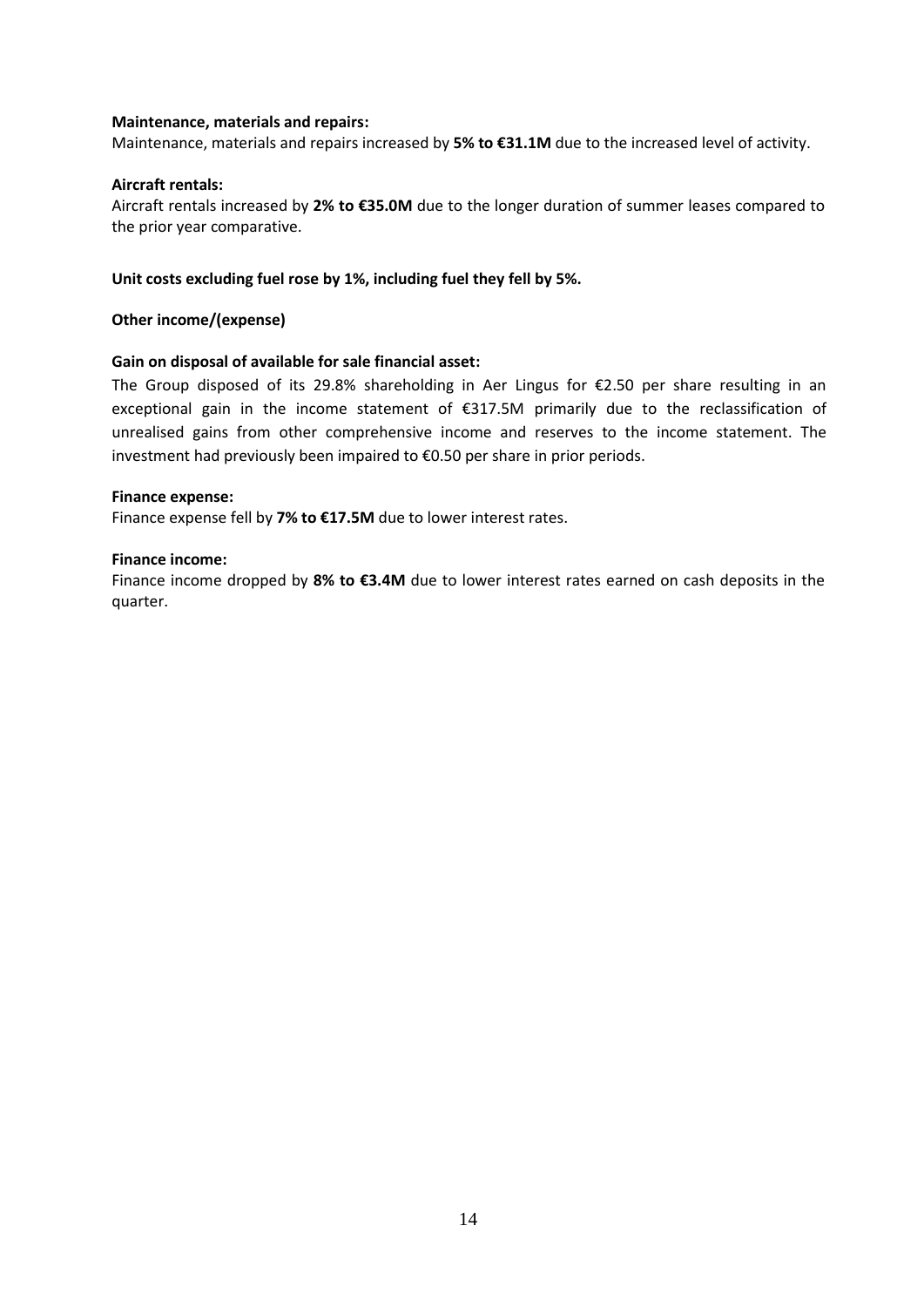**Maintenance, materials and repairs:**

Maintenance, materials and repairs increased by **5% to €31.1M** due to the increased level of activity.

**Aircraft rentals:**

Aircraft rentals increased by **2% to €35.0M** due to the longer duration of summer leases compared to the prior year comparative.

**Unit costs excluding fuel rose by 1%, including fuel they fell by 5%.**

**Other income/(expense)**

**Gain on disposal of available for sale financial asset:**

The Group disposed of its 29.8% shareholding in Aer Lingus for €2.50 per share resulting in an exceptional gain in the income statement of €317.5M primarily due to the reclassification of unrealised gains from other comprehensive income and reserves to the income statement. The investment had previously been impaired to €0.50 per share in prior periods.

**Finance expense:**

Finance expense fell by **7% to €17.5M** due to lower interest rates.

**Finance income:**

Finance income dropped by **8% to €3.4M** due to lower interest rates earned on cash deposits in the quarter.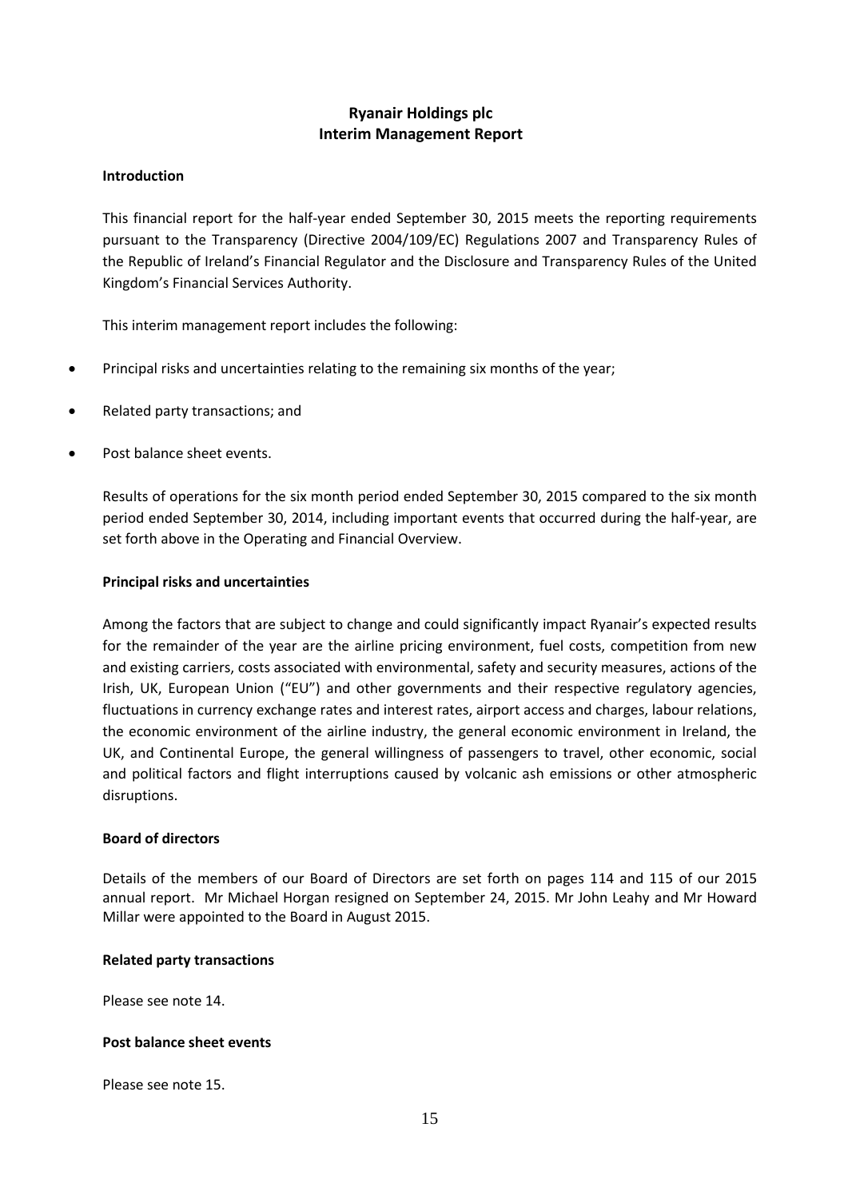# Ryanair Holdings plc
## Interim Management Report

### Introduction

This financial report for the half-year ended September 30, 2015 meets the reporting requirements pursuant to the Transparency (Directive 2004/109/EC) Regulations 2007 and Transparency Rules of the Republic of Ireland's Financial Regulator and the Disclosure and Transparency Rules of the United Kingdom's Financial Services Authority.

This interim management report includes the following:

- Principal risks and uncertainties relating to the remaining six months of the year;
- Related party transactions; and
- Post balance sheet events.

Results of operations for the six month period ended September 30, 2015 compared to the six month period ended September 30, 2014, including important events that occurred during the half-year, are set forth above in the Operating and Financial Overview.

### Principal risks and uncertainties

Among the factors that are subject to change and could significantly impact Ryanair's expected results for the remainder of the year are the airline pricing environment, fuel costs, competition from new and existing carriers, costs associated with environmental, safety and security measures, actions of the Irish, UK, European Union ("EU") and other governments and their respective regulatory agencies, fluctuations in currency exchange rates and interest rates, airport access and charges, labour relations, the economic environment of the airline industry, the general economic environment in Ireland, the UK, and Continental Europe, the general willingness of passengers to travel, other economic, social and political factors and flight interruptions caused by volcanic ash emissions or other atmospheric disruptions.

### Board of directors

Details of the members of our Board of Directors are set forth on pages 114 and 115 of our 2015 annual report. Mr Michael Horgan resigned on September 24, 2015. Mr John Leahy and Mr Howard Millar were appointed to the Board in August 2015.

### Related party transactions

Please see note 14.

### Post balance sheet events

Please see note 15.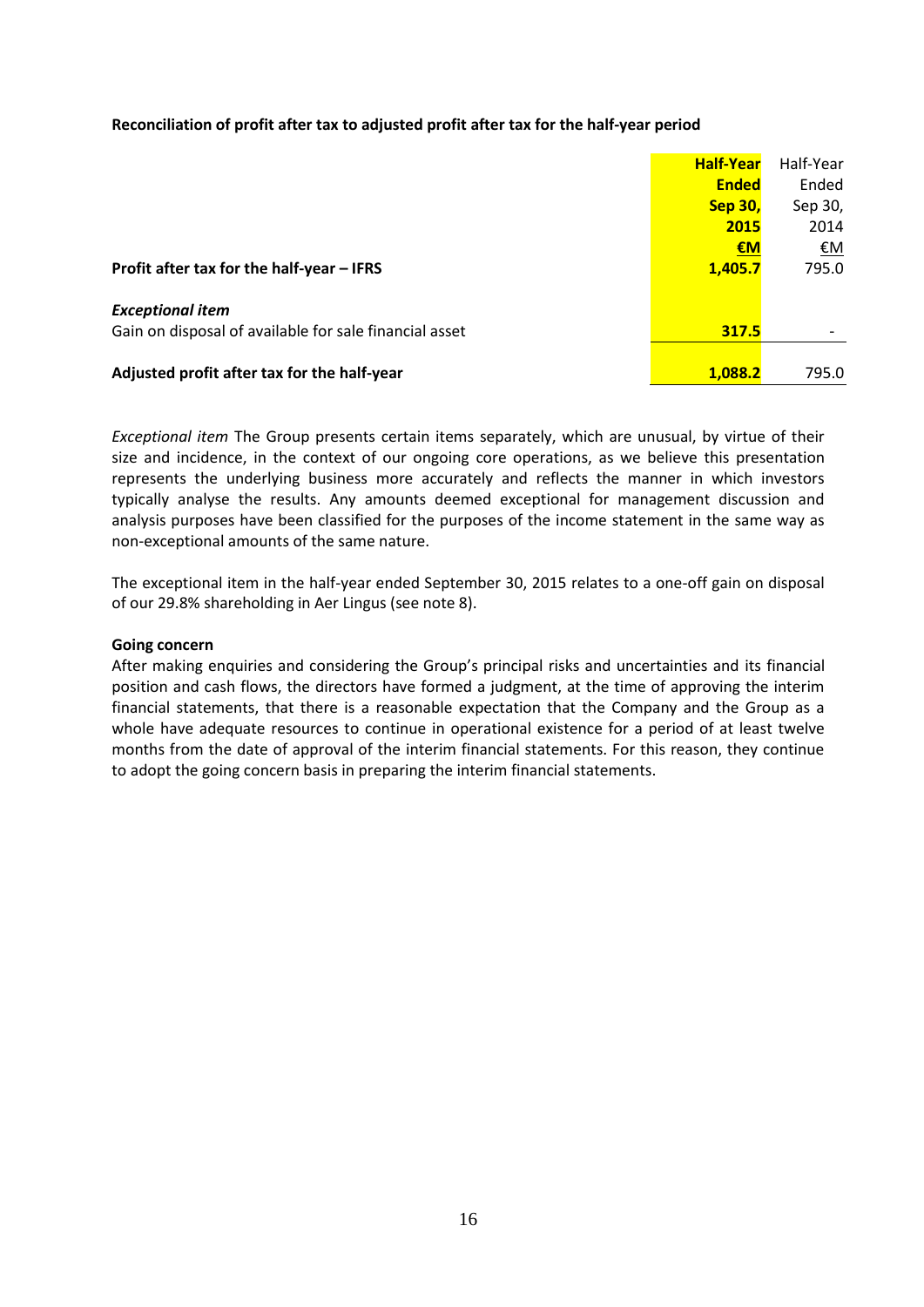**Reconciliation of profit after tax to adjusted profit after tax for the half-year period**

| | **Half-Year Ended Sep 30, 2015 €M** | Half-Year Ended Sep 30, 2014 €M |
|---|---|---|
| **Profit after tax for the half-year – IFRS** | **1,405.7** | 795.0 |
| ***Exceptional item*** | | |
| Gain on disposal of available for sale financial asset | **317.5** | - |
| **Adjusted profit after tax for the half-year** | **1,088.2** | 795.0 |

*Exceptional item* The Group presents certain items separately, which are unusual, by virtue of their size and incidence, in the context of our ongoing core operations, as we believe this presentation represents the underlying business more accurately and reflects the manner in which investors typically analyse the results. Any amounts deemed exceptional for management discussion and analysis purposes have been classified for the purposes of the income statement in the same way as non-exceptional amounts of the same nature.

The exceptional item in the half-year ended September 30, 2015 relates to a one-off gain on disposal of our 29.8% shareholding in Aer Lingus (see note 8).

**Going concern**

After making enquiries and considering the Group's principal risks and uncertainties and its financial position and cash flows, the directors have formed a judgment, at the time of approving the interim financial statements, that there is a reasonable expectation that the Company and the Group as a whole have adequate resources to continue in operational existence for a period of at least twelve months from the date of approval of the interim financial statements. For this reason, they continue to adopt the going concern basis in preparing the interim financial statements.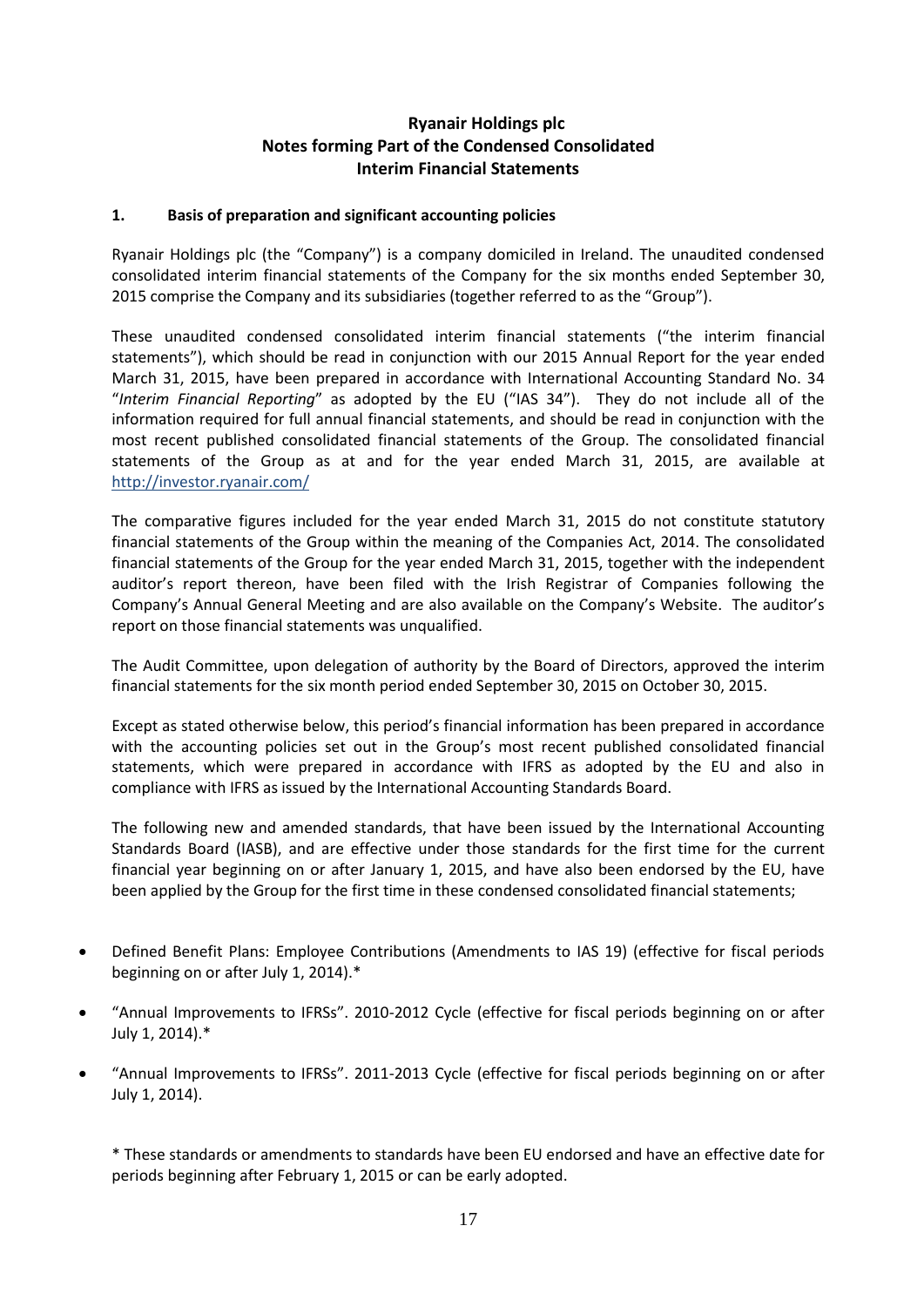# Ryanair Holdings plc
## Notes forming Part of the Condensed Consolidated Interim Financial Statements

### 1. Basis of preparation and significant accounting policies

Ryanair Holdings plc (the "Company") is a company domiciled in Ireland. The unaudited condensed consolidated interim financial statements of the Company for the six months ended September 30, 2015 comprise the Company and its subsidiaries (together referred to as the "Group").

These unaudited condensed consolidated interim financial statements ("the interim financial statements"), which should be read in conjunction with our 2015 Annual Report for the year ended March 31, 2015, have been prepared in accordance with International Accounting Standard No. 34 "*Interim Financial Reporting*" as adopted by the EU ("IAS 34"). They do not include all of the information required for full annual financial statements, and should be read in conjunction with the most recent published consolidated financial statements of the Group. The consolidated financial statements of the Group as at and for the year ended March 31, 2015, are available at http://investor.ryanair.com/

The comparative figures included for the year ended March 31, 2015 do not constitute statutory financial statements of the Group within the meaning of the Companies Act, 2014. The consolidated financial statements of the Group for the year ended March 31, 2015, together with the independent auditor's report thereon, have been filed with the Irish Registrar of Companies following the Company's Annual General Meeting and are also available on the Company's Website. The auditor's report on those financial statements was unqualified.

The Audit Committee, upon delegation of authority by the Board of Directors, approved the interim financial statements for the six month period ended September 30, 2015 on October 30, 2015.

Except as stated otherwise below, this period's financial information has been prepared in accordance with the accounting policies set out in the Group's most recent published consolidated financial statements, which were prepared in accordance with IFRS as adopted by the EU and also in compliance with IFRS as issued by the International Accounting Standards Board.

The following new and amended standards, that have been issued by the International Accounting Standards Board (IASB), and are effective under those standards for the first time for the current financial year beginning on or after January 1, 2015, and have also been endorsed by the EU, have been applied by the Group for the first time in these condensed consolidated financial statements;

- Defined Benefit Plans: Employee Contributions (Amendments to IAS 19) (effective for fiscal periods beginning on or after July 1, 2014).*
- "Annual Improvements to IFRSs". 2010-2012 Cycle (effective for fiscal periods beginning on or after July 1, 2014).*
- "Annual Improvements to IFRSs". 2011-2013 Cycle (effective for fiscal periods beginning on or after July 1, 2014).

\* These standards or amendments to standards have been EU endorsed and have an effective date for periods beginning after February 1, 2015 or can be early adopted.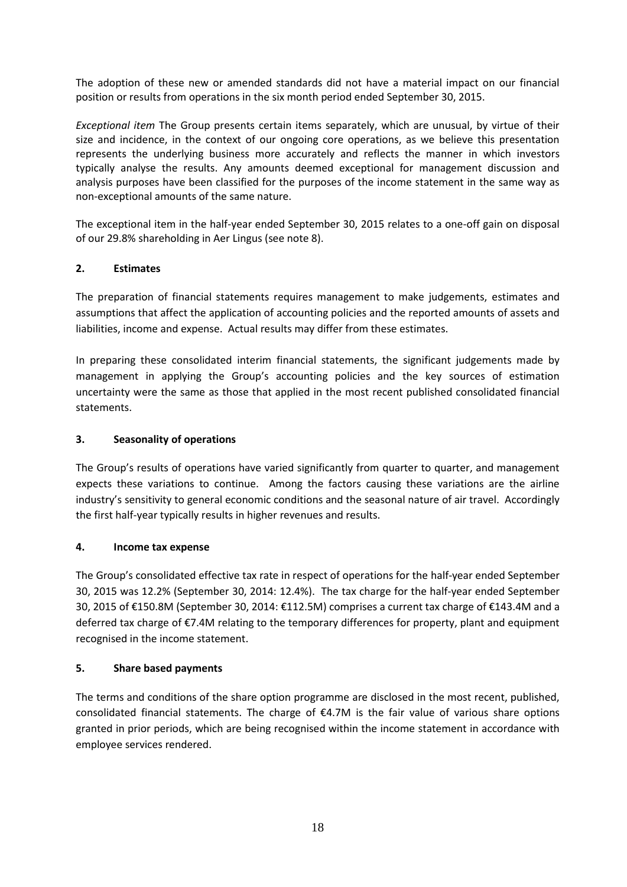The adoption of these new or amended standards did not have a material impact on our financial position or results from operations in the six month period ended September 30, 2015.

*Exceptional item* The Group presents certain items separately, which are unusual, by virtue of their size and incidence, in the context of our ongoing core operations, as we believe this presentation represents the underlying business more accurately and reflects the manner in which investors typically analyse the results. Any amounts deemed exceptional for management discussion and analysis purposes have been classified for the purposes of the income statement in the same way as non-exceptional amounts of the same nature.

The exceptional item in the half-year ended September 30, 2015 relates to a one-off gain on disposal of our 29.8% shareholding in Aer Lingus (see note 8).

## 2. Estimates

The preparation of financial statements requires management to make judgements, estimates and assumptions that affect the application of accounting policies and the reported amounts of assets and liabilities, income and expense. Actual results may differ from these estimates.

In preparing these consolidated interim financial statements, the significant judgements made by management in applying the Group's accounting policies and the key sources of estimation uncertainty were the same as those that applied in the most recent published consolidated financial statements.

## 3. Seasonality of operations

The Group's results of operations have varied significantly from quarter to quarter, and management expects these variations to continue. Among the factors causing these variations are the airline industry's sensitivity to general economic conditions and the seasonal nature of air travel. Accordingly the first half-year typically results in higher revenues and results.

## 4. Income tax expense

The Group's consolidated effective tax rate in respect of operations for the half-year ended September 30, 2015 was 12.2% (September 30, 2014: 12.4%). The tax charge for the half-year ended September 30, 2015 of €150.8M (September 30, 2014: €112.5M) comprises a current tax charge of €143.4M and a deferred tax charge of €7.4M relating to the temporary differences for property, plant and equipment recognised in the income statement.

## 5. Share based payments

The terms and conditions of the share option programme are disclosed in the most recent, published, consolidated financial statements. The charge of €4.7M is the fair value of various share options granted in prior periods, which are being recognised within the income statement in accordance with employee services rendered.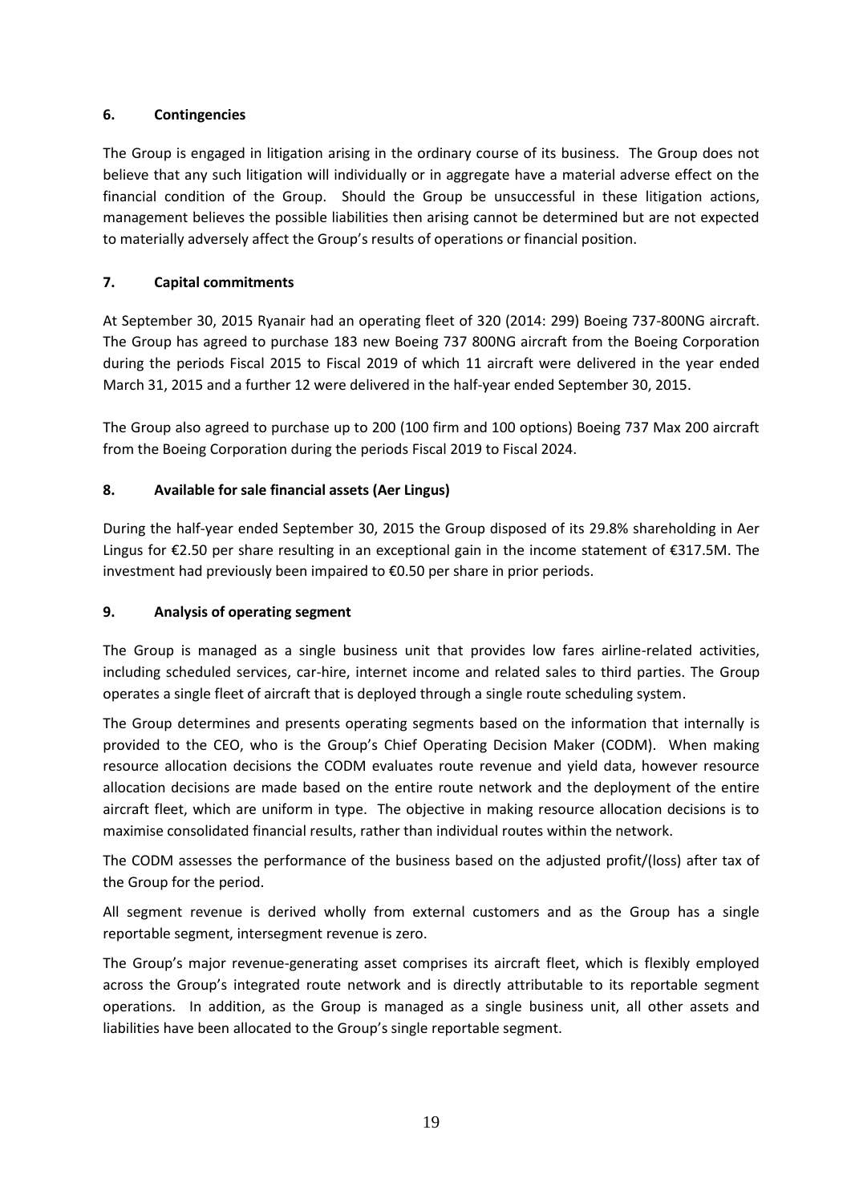### 6. Contingencies

The Group is engaged in litigation arising in the ordinary course of its business. The Group does not believe that any such litigation will individually or in aggregate have a material adverse effect on the financial condition of the Group. Should the Group be unsuccessful in these litigation actions, management believes the possible liabilities then arising cannot be determined but are not expected to materially adversely affect the Group's results of operations or financial position.

### 7. Capital commitments

At September 30, 2015 Ryanair had an operating fleet of 320 (2014: 299) Boeing 737-800NG aircraft. The Group has agreed to purchase 183 new Boeing 737 800NG aircraft from the Boeing Corporation during the periods Fiscal 2015 to Fiscal 2019 of which 11 aircraft were delivered in the year ended March 31, 2015 and a further 12 were delivered in the half-year ended September 30, 2015.

The Group also agreed to purchase up to 200 (100 firm and 100 options) Boeing 737 Max 200 aircraft from the Boeing Corporation during the periods Fiscal 2019 to Fiscal 2024.

### 8. Available for sale financial assets (Aer Lingus)

During the half-year ended September 30, 2015 the Group disposed of its 29.8% shareholding in Aer Lingus for €2.50 per share resulting in an exceptional gain in the income statement of €317.5M. The investment had previously been impaired to €0.50 per share in prior periods.

### 9. Analysis of operating segment

The Group is managed as a single business unit that provides low fares airline-related activities, including scheduled services, car-hire, internet income and related sales to third parties. The Group operates a single fleet of aircraft that is deployed through a single route scheduling system.

The Group determines and presents operating segments based on the information that internally is provided to the CEO, who is the Group's Chief Operating Decision Maker (CODM). When making resource allocation decisions the CODM evaluates route revenue and yield data, however resource allocation decisions are made based on the entire route network and the deployment of the entire aircraft fleet, which are uniform in type. The objective in making resource allocation decisions is to maximise consolidated financial results, rather than individual routes within the network.

The CODM assesses the performance of the business based on the adjusted profit/(loss) after tax of the Group for the period.

All segment revenue is derived wholly from external customers and as the Group has a single reportable segment, intersegment revenue is zero.

The Group's major revenue-generating asset comprises its aircraft fleet, which is flexibly employed across the Group's integrated route network and is directly attributable to its reportable segment operations. In addition, as the Group is managed as a single business unit, all other assets and liabilities have been allocated to the Group's single reportable segment.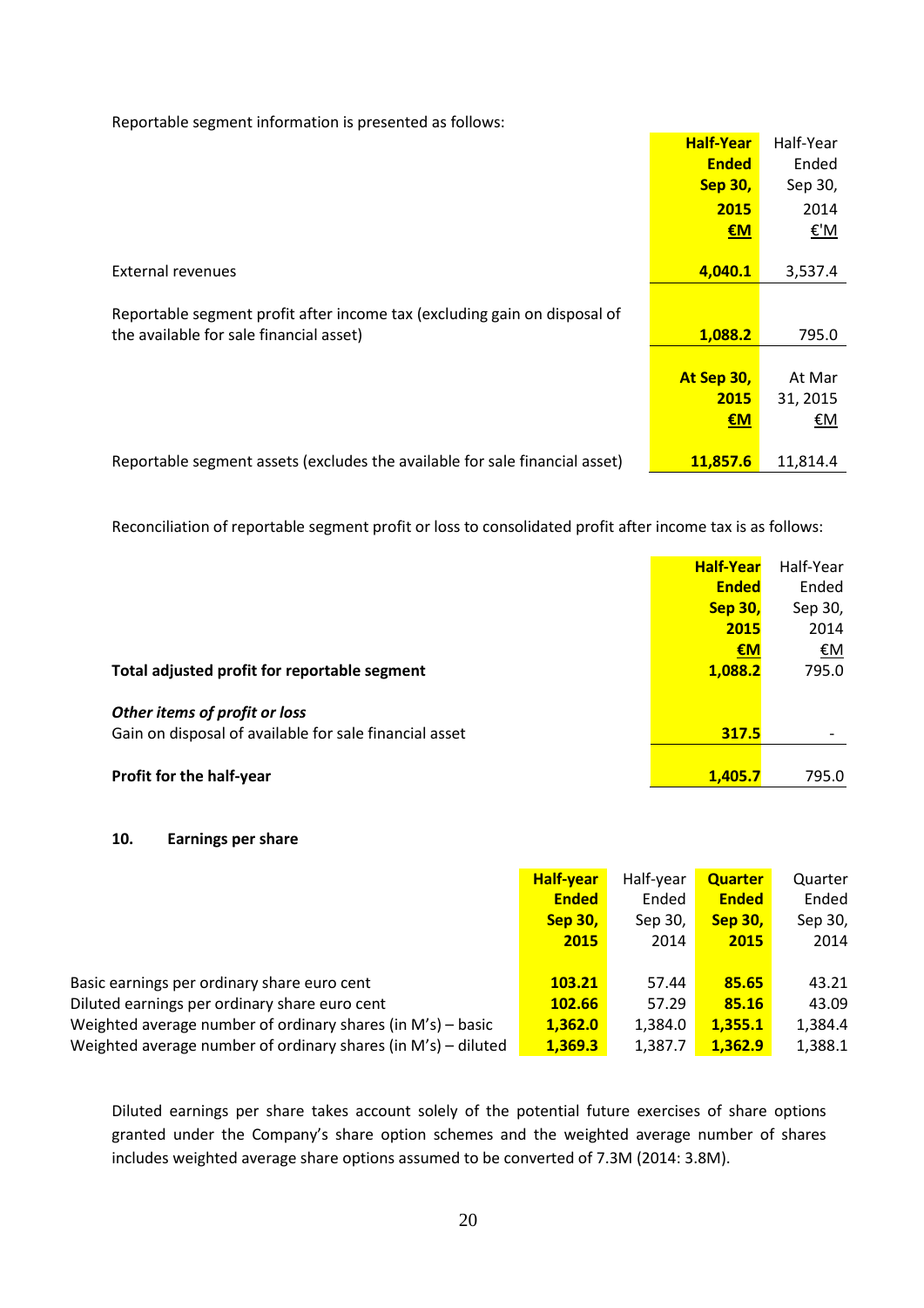Reportable segment information is presented as follows:

| | **Half-Year Ended Sep 30, 2015 €M** | Half-Year Ended Sep 30, 2014 €'M |
|---|---|---|
| External revenues | **4,040.1** | 3,537.4 |
| Reportable segment profit after income tax (excluding gain on disposal of the available for sale financial asset) | **1,088.2** | 795.0 |
| | **At Sep 30, 2015 €M** | At Mar 31, 2015 €M |
| Reportable segment assets (excludes the available for sale financial asset) | **11,857.6** | 11,814.4 |

Reconciliation of reportable segment profit or loss to consolidated profit after income tax is as follows:

| | **Half-Year Ended Sep 30, 2015 €M** | Half-Year Ended Sep 30, 2014 €M |
|---|---|---|
| **Total adjusted profit for reportable segment** | **1,088.2** | 795.0 |
| ***Other items of profit or loss*** | | |
| Gain on disposal of available for sale financial asset | **317.5** | - |
| **Profit for the half-year** | **1,405.7** | 795.0 |

## 10. Earnings per share

| | **Half-year Ended Sep 30, 2015** | Half-year Ended Sep 30, 2014 | **Quarter Ended Sep 30, 2015** | Quarter Ended Sep 30, 2014 |
|---|---|---|---|---|
| Basic earnings per ordinary share euro cent | **103.21** | 57.44 | **85.65** | 43.21 |
| Diluted earnings per ordinary share euro cent | **102.66** | 57.29 | **85.16** | 43.09 |
| Weighted average number of ordinary shares (in M's) – basic | **1,362.0** | 1,384.0 | **1,355.1** | 1,384.4 |
| Weighted average number of ordinary shares (in M's) – diluted | **1,369.3** | 1,387.7 | **1,362.9** | 1,388.1 |

Diluted earnings per share takes account solely of the potential future exercises of share options granted under the Company's share option schemes and the weighted average number of shares includes weighted average share options assumed to be converted of 7.3M (2014: 3.8M).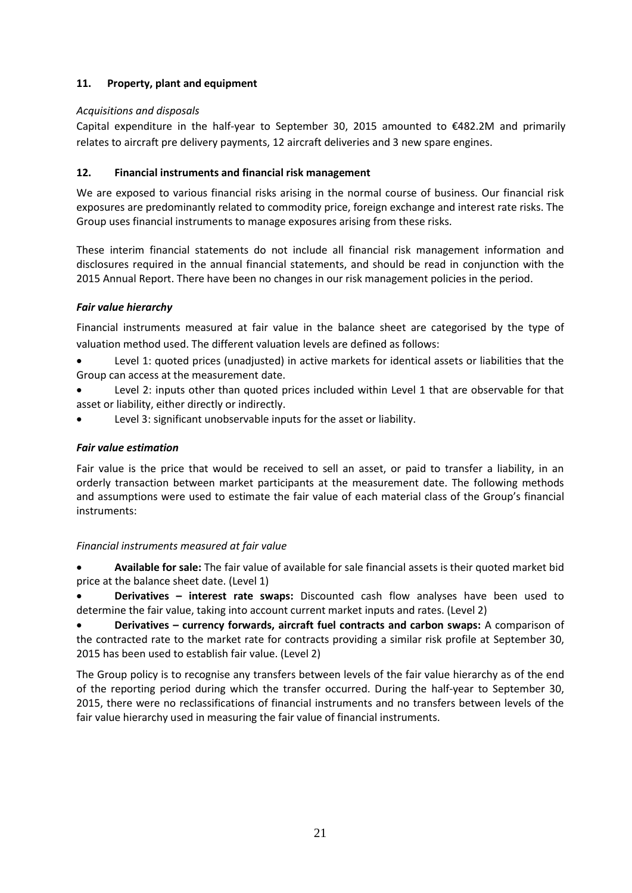## 11. Property, plant and equipment

*Acquisitions and disposals*

Capital expenditure in the half-year to September 30, 2015 amounted to €482.2M and primarily relates to aircraft pre delivery payments, 12 aircraft deliveries and 3 new spare engines.

## 12. Financial instruments and financial risk management

We are exposed to various financial risks arising in the normal course of business. Our financial risk exposures are predominantly related to commodity price, foreign exchange and interest rate risks. The Group uses financial instruments to manage exposures arising from these risks.

These interim financial statements do not include all financial risk management information and disclosures required in the annual financial statements, and should be read in conjunction with the 2015 Annual Report. There have been no changes in our risk management policies in the period.

***Fair value hierarchy***

Financial instruments measured at fair value in the balance sheet are categorised by the type of valuation method used. The different valuation levels are defined as follows:

- Level 1: quoted prices (unadjusted) in active markets for identical assets or liabilities that the Group can access at the measurement date.
- Level 2: inputs other than quoted prices included within Level 1 that are observable for that asset or liability, either directly or indirectly.
- Level 3: significant unobservable inputs for the asset or liability.

***Fair value estimation***

Fair value is the price that would be received to sell an asset, or paid to transfer a liability, in an orderly transaction between market participants at the measurement date. The following methods and assumptions were used to estimate the fair value of each material class of the Group's financial instruments:

*Financial instruments measured at fair value*

- **Available for sale:** The fair value of available for sale financial assets is their quoted market bid price at the balance sheet date. (Level 1)
- **Derivatives – interest rate swaps:** Discounted cash flow analyses have been used to determine the fair value, taking into account current market inputs and rates. (Level 2)
- **Derivatives – currency forwards, aircraft fuel contracts and carbon swaps:** A comparison of the contracted rate to the market rate for contracts providing a similar risk profile at September 30, 2015 has been used to establish fair value. (Level 2)

The Group policy is to recognise any transfers between levels of the fair value hierarchy as of the end of the reporting period during which the transfer occurred. During the half-year to September 30, 2015, there were no reclassifications of financial instruments and no transfers between levels of the fair value hierarchy used in measuring the fair value of financial instruments.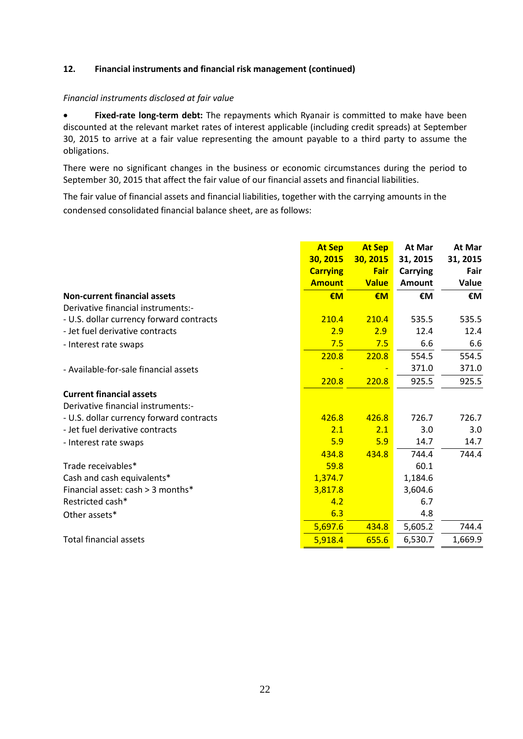**12. Financial instruments and financial risk management (continued)**

*Financial instruments disclosed at fair value*

- **Fixed-rate long-term debt:** The repayments which Ryanair is committed to make have been discounted at the relevant market rates of interest applicable (including credit spreads) at September 30, 2015 to arrive at a fair value representing the amount payable to a third party to assume the obligations.

There were no significant changes in the business or economic circumstances during the period to September 30, 2015 that affect the fair value of our financial assets and financial liabilities.

The fair value of financial assets and financial liabilities, together with the carrying amounts in the condensed consolidated financial balance sheet, are as follows:

| | At Sep 30, 2015 Carrying Amount | At Sep 30, 2015 Fair Value | At Mar 31, 2015 Carrying Amount | At Mar 31, 2015 Fair Value |
|---|---|---|---|---|
| **Non-current financial assets** | **€M** | **€M** | **€M** | **€M** |
| Derivative financial instruments:- | | | | |
| - U.S. dollar currency forward contracts | 210.4 | 210.4 | 535.5 | 535.5 |
| - Jet fuel derivative contracts | 2.9 | 2.9 | 12.4 | 12.4 |
| - Interest rate swaps | 7.5 | 7.5 | 6.6 | 6.6 |
| | 220.8 | 220.8 | 554.5 | 554.5 |
| - Available-for-sale financial assets | - | - | 371.0 | 371.0 |
| | 220.8 | 220.8 | 925.5 | 925.5 |
| **Current financial assets** | | | | |
| Derivative financial instruments:- | | | | |
| - U.S. dollar currency forward contracts | 426.8 | 426.8 | 726.7 | 726.7 |
| - Jet fuel derivative contracts | 2.1 | 2.1 | 3.0 | 3.0 |
| - Interest rate swaps | 5.9 | 5.9 | 14.7 | 14.7 |
| | 434.8 | 434.8 | 744.4 | 744.4 |
| Trade receivables* | 59.8 | | 60.1 | |
| Cash and cash equivalents* | 1,374.7 | | 1,184.6 | |
| Financial asset: cash > 3 months* | 3,817.8 | | 3,604.6 | |
| Restricted cash* | 4.2 | | 6.7 | |
| Other assets* | 6.3 | | 4.8 | |
| | 5,697.6 | 434.8 | 5,605.2 | 744.4 |
| Total financial assets | 5,918.4 | 655.6 | 6,530.7 | 1,669.9 |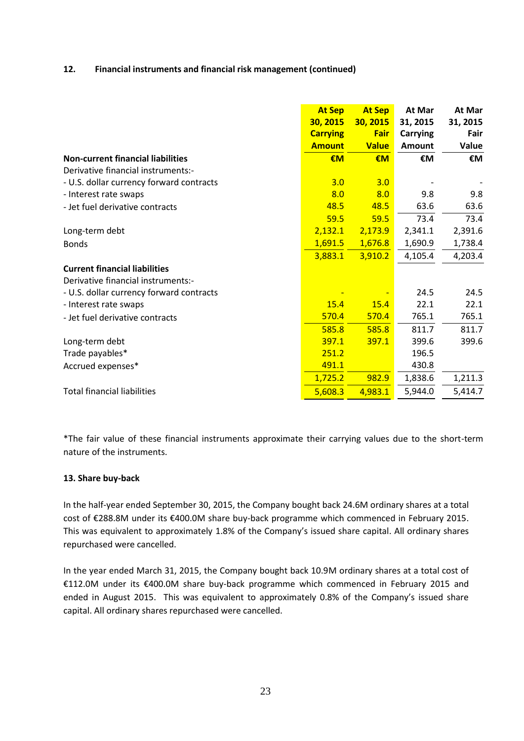### 12. Financial instruments and financial risk management (continued)

| | At Sep 30, 2015 Carrying Amount | At Sep 30, 2015 Fair Value | At Mar 31, 2015 Carrying Amount | At Mar 31, 2015 Fair Value |
|---|---|---|---|---|
| **Non-current financial liabilities** | **€M** | **€M** | **€M** | **€M** |
| Derivative financial instruments:- | | | | |
| - U.S. dollar currency forward contracts | 3.0 | 3.0 | - | - |
| - Interest rate swaps | 8.0 | 8.0 | 9.8 | 9.8 |
| - Jet fuel derivative contracts | 48.5 | 48.5 | 63.6 | 63.6 |
| | 59.5 | 59.5 | 73.4 | 73.4 |
| Long-term debt | 2,132.1 | 2,173.9 | 2,341.1 | 2,391.6 |
| Bonds | 1,691.5 | 1,676.8 | 1,690.9 | 1,738.4 |
| | 3,883.1 | 3,910.2 | 4,105.4 | 4,203.4 |
| **Current financial liabilities** | | | | |
| Derivative financial instruments:- | | | | |
| - U.S. dollar currency forward contracts | - | - | 24.5 | 24.5 |
| - Interest rate swaps | 15.4 | 15.4 | 22.1 | 22.1 |
| - Jet fuel derivative contracts | 570.4 | 570.4 | 765.1 | 765.1 |
| | 585.8 | 585.8 | 811.7 | 811.7 |
| Long-term debt | 397.1 | 397.1 | 399.6 | 399.6 |
| Trade payables* | 251.2 | | 196.5 | |
| Accrued expenses* | 491.1 | | 430.8 | |
| | 1,725.2 | 982.9 | 1,838.6 | 1,211.3 |
| Total financial liabilities | 5,608.3 | 4,983.1 | 5,944.0 | 5,414.7 |

*The fair value of these financial instruments approximate their carrying values due to the short-term nature of the instruments.

### 13. Share buy-back

In the half-year ended September 30, 2015, the Company bought back 24.6M ordinary shares at a total cost of €288.8M under its €400.0M share buy-back programme which commenced in February 2015. This was equivalent to approximately 1.8% of the Company's issued share capital. All ordinary shares repurchased were cancelled.

In the year ended March 31, 2015, the Company bought back 10.9M ordinary shares at a total cost of €112.0M under its €400.0M share buy-back programme which commenced in February 2015 and ended in August 2015. This was equivalent to approximately 0.8% of the Company's issued share capital. All ordinary shares repurchased were cancelled.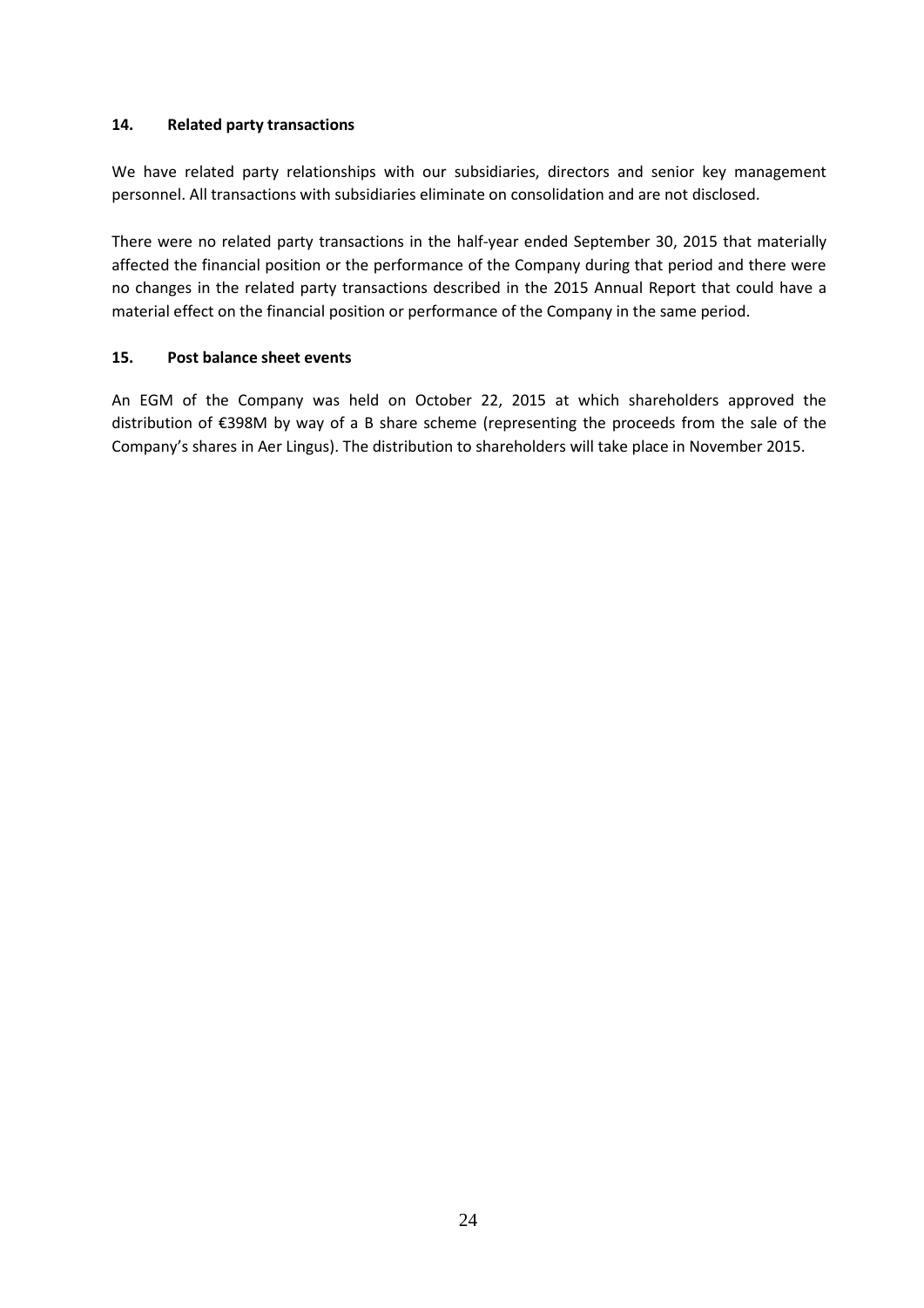### 14. Related party transactions

We have related party relationships with our subsidiaries, directors and senior key management personnel. All transactions with subsidiaries eliminate on consolidation and are not disclosed.

There were no related party transactions in the half-year ended September 30, 2015 that materially affected the financial position or the performance of the Company during that period and there were no changes in the related party transactions described in the 2015 Annual Report that could have a material effect on the financial position or performance of the Company in the same period.

### 15. Post balance sheet events

An EGM of the Company was held on October 22, 2015 at which shareholders approved the distribution of €398M by way of a B share scheme (representing the proceeds from the sale of the Company's shares in Aer Lingus). The distribution to shareholders will take place in November 2015.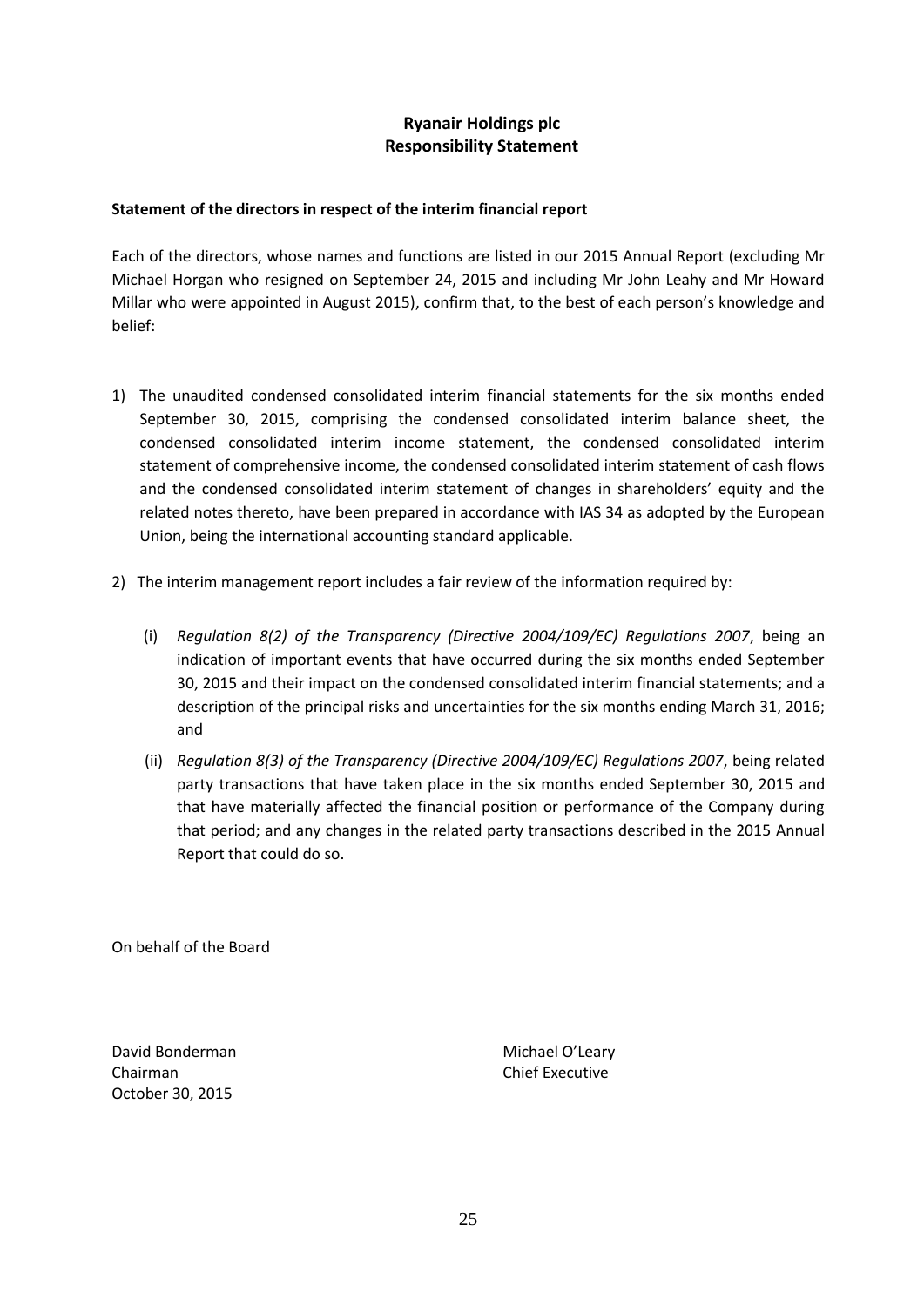# Ryanair Holdings plc
# Responsibility Statement

**Statement of the directors in respect of the interim financial report**

Each of the directors, whose names and functions are listed in our 2015 Annual Report (excluding Mr Michael Horgan who resigned on September 24, 2015 and including Mr John Leahy and Mr Howard Millar who were appointed in August 2015), confirm that, to the best of each person's knowledge and belief:

1) The unaudited condensed consolidated interim financial statements for the six months ended September 30, 2015, comprising the condensed consolidated interim balance sheet, the condensed consolidated interim income statement, the condensed consolidated interim statement of comprehensive income, the condensed consolidated interim statement of cash flows and the condensed consolidated interim statement of changes in shareholders' equity and the related notes thereto, have been prepared in accordance with IAS 34 as adopted by the European Union, being the international accounting standard applicable.

2) The interim management report includes a fair review of the information required by:

   (i) *Regulation 8(2) of the Transparency (Directive 2004/109/EC) Regulations 2007*, being an indication of important events that have occurred during the six months ended September 30, 2015 and their impact on the condensed consolidated interim financial statements; and a description of the principal risks and uncertainties for the six months ending March 31, 2016; and

   (ii) *Regulation 8(3) of the Transparency (Directive 2004/109/EC) Regulations 2007*, being related party transactions that have taken place in the six months ended September 30, 2015 and that have materially affected the financial position or performance of the Company during that period; and any changes in the related party transactions described in the 2015 Annual Report that could do so.

On behalf of the Board

David Bonderman
Chairman
October 30, 2015

Michael O'Leary
Chief Executive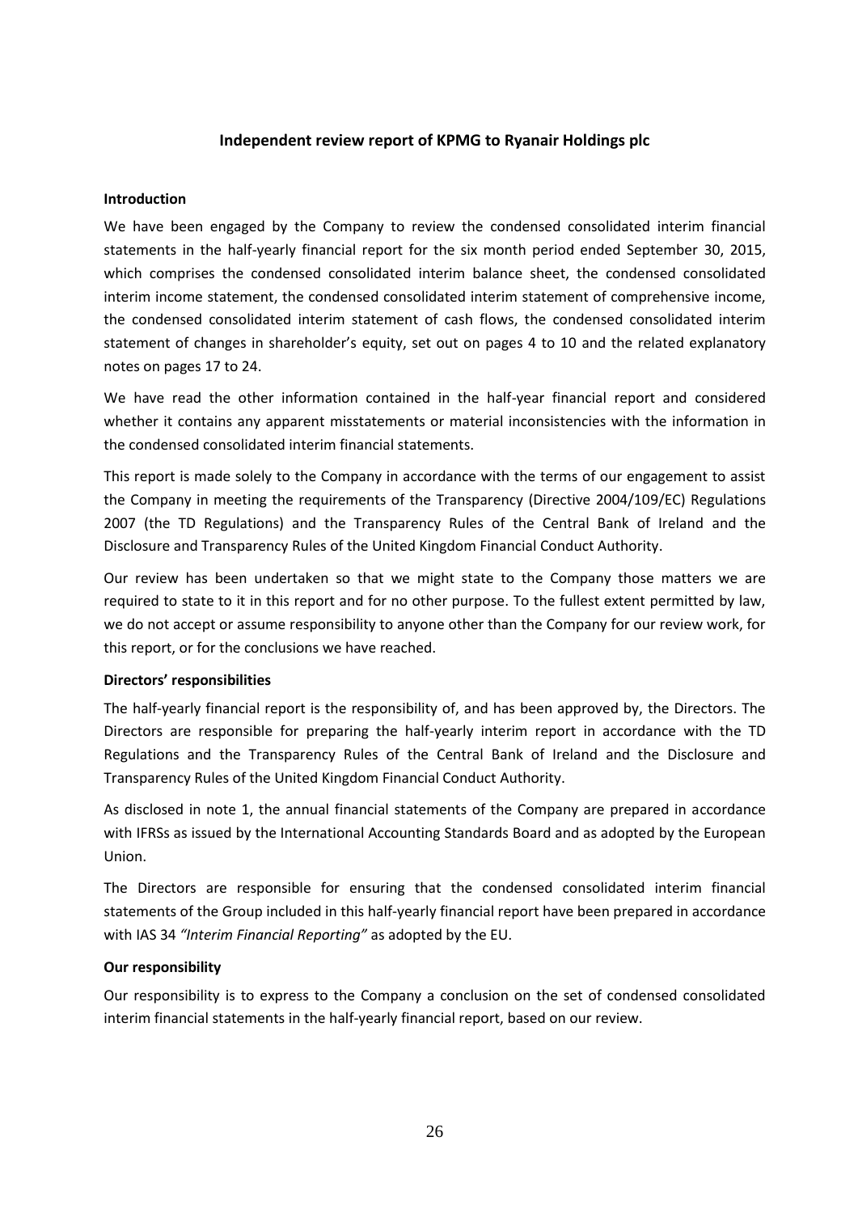## Independent review report of KPMG to Ryanair Holdings plc

### Introduction

We have been engaged by the Company to review the condensed consolidated interim financial statements in the half-yearly financial report for the six month period ended September 30, 2015, which comprises the condensed consolidated interim balance sheet, the condensed consolidated interim income statement, the condensed consolidated interim statement of comprehensive income, the condensed consolidated interim statement of cash flows, the condensed consolidated interim statement of changes in shareholder's equity, set out on pages 4 to 10 and the related explanatory notes on pages 17 to 24.

We have read the other information contained in the half-year financial report and considered whether it contains any apparent misstatements or material inconsistencies with the information in the condensed consolidated interim financial statements.

This report is made solely to the Company in accordance with the terms of our engagement to assist the Company in meeting the requirements of the Transparency (Directive 2004/109/EC) Regulations 2007 (the TD Regulations) and the Transparency Rules of the Central Bank of Ireland and the Disclosure and Transparency Rules of the United Kingdom Financial Conduct Authority.

Our review has been undertaken so that we might state to the Company those matters we are required to state to it in this report and for no other purpose. To the fullest extent permitted by law, we do not accept or assume responsibility to anyone other than the Company for our review work, for this report, or for the conclusions we have reached.

### Directors' responsibilities

The half-yearly financial report is the responsibility of, and has been approved by, the Directors. The Directors are responsible for preparing the half-yearly interim report in accordance with the TD Regulations and the Transparency Rules of the Central Bank of Ireland and the Disclosure and Transparency Rules of the United Kingdom Financial Conduct Authority.

As disclosed in note 1, the annual financial statements of the Company are prepared in accordance with IFRSs as issued by the International Accounting Standards Board and as adopted by the European Union.

The Directors are responsible for ensuring that the condensed consolidated interim financial statements of the Group included in this half-yearly financial report have been prepared in accordance with IAS 34 *"Interim Financial Reporting"* as adopted by the EU.

### Our responsibility

Our responsibility is to express to the Company a conclusion on the set of condensed consolidated interim financial statements in the half-yearly financial report, based on our review.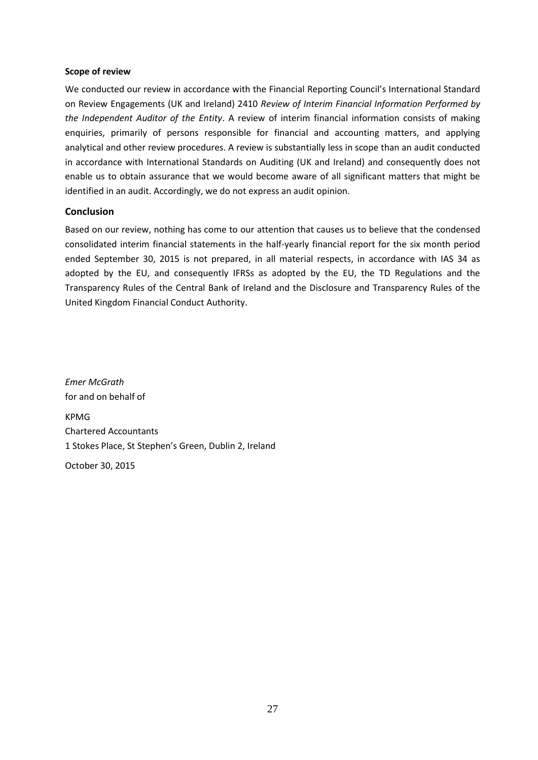**Scope of review**

We conducted our review in accordance with the Financial Reporting Council's International Standard on Review Engagements (UK and Ireland) 2410 *Review of Interim Financial Information Performed by the Independent Auditor of the Entity*. A review of interim financial information consists of making enquiries, primarily of persons responsible for financial and accounting matters, and applying analytical and other review procedures. A review is substantially less in scope than an audit conducted in accordance with International Standards on Auditing (UK and Ireland) and consequently does not enable us to obtain assurance that we would become aware of all significant matters that might be identified in an audit. Accordingly, we do not express an audit opinion.

## Conclusion

Based on our review, nothing has come to our attention that causes us to believe that the condensed consolidated interim financial statements in the half-yearly financial report for the six month period ended September 30, 2015 is not prepared, in all material respects, in accordance with IAS 34 as adopted by the EU, and consequently IFRSs as adopted by the EU, the TD Regulations and the Transparency Rules of the Central Bank of Ireland and the Disclosure and Transparency Rules of the United Kingdom Financial Conduct Authority.

*Emer McGrath*
for and on behalf of

KPMG
Chartered Accountants
1 Stokes Place, St Stephen's Green, Dublin 2, Ireland

October 30, 2015